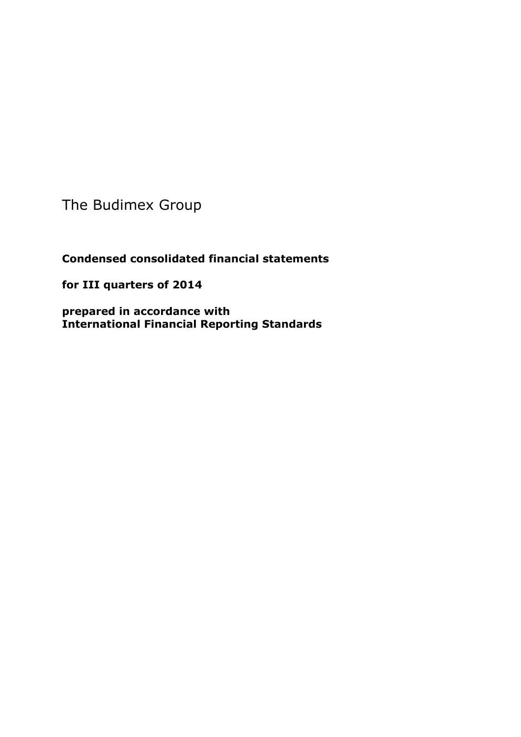# The Budimex Group

**Condensed consolidated financial statements**

**for III quarters of 2014**

**prepared in accordance with**
**International Financial Reporting Standards**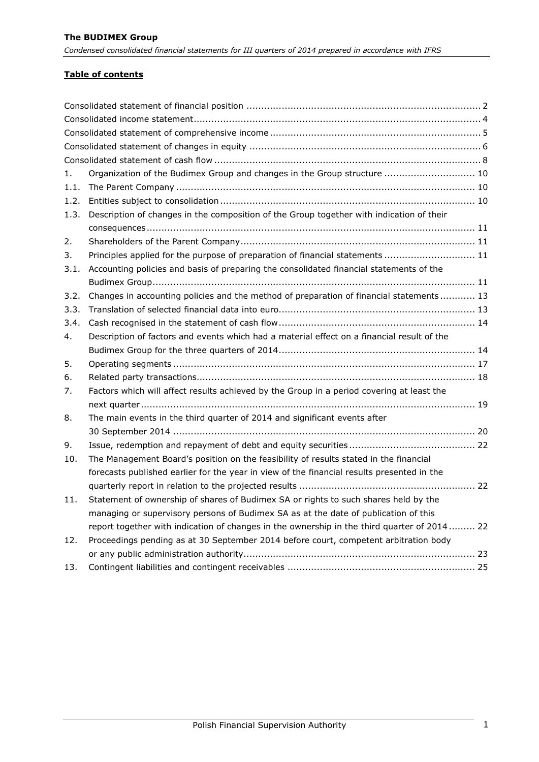## Table of contents

| | | |
|---|---|---|
| Consolidated statement of financial position | | 2 |
| Consolidated income statement | | 4 |
| Consolidated statement of comprehensive income | | 5 |
| Consolidated statement of changes in equity | | 6 |
| Consolidated statement of cash flow | | 8 |
| 1. | Organization of the Budimex Group and changes in the Group structure | 10 |
| 1.1. | The Parent Company | 10 |
| 1.2. | Entities subject to consolidation | 10 |
| 1.3. | Description of changes in the composition of the Group together with indication of their consequences | 11 |
| 2. | Shareholders of the Parent Company | 11 |
| 3. | Principles applied for the purpose of preparation of financial statements | 11 |
| 3.1. | Accounting policies and basis of preparing the consolidated financial statements of the Budimex Group | 11 |
| 3.2. | Changes in accounting policies and the method of preparation of financial statements | 13 |
| 3.3. | Translation of selected financial data into euro | 13 |
| 3.4. | Cash recognised in the statement of cash flow | 14 |
| 4. | Description of factors and events which had a material effect on a financial result of the Budimex Group for the three quarters of 2014 | 14 |
| 5. | Operating segments | 17 |
| 6. | Related party transactions | 18 |
| 7. | Factors which will affect results achieved by the Group in a period covering at least the next quarter | 19 |
| 8. | The main events in the third quarter of 2014 and significant events after 30 September 2014 | 20 |
| 9. | Issue, redemption and repayment of debt and equity securities | 22 |
| 10. | The Management Board's position on the feasibility of results stated in the financial forecasts published earlier for the year in view of the financial results presented in the quarterly report in relation to the projected results | 22 |
| 11. | Statement of ownership of shares of Budimex SA or rights to such shares held by the managing or supervisory persons of Budimex SA as at the date of publication of this report together with indication of changes in the ownership in the third quarter of 2014 | 22 |
| 12. | Proceedings pending as at 30 September 2014 before court, competent arbitration body or any public administration authority | 23 |
| 13. | Contingent liabilities and contingent receivables | 25 |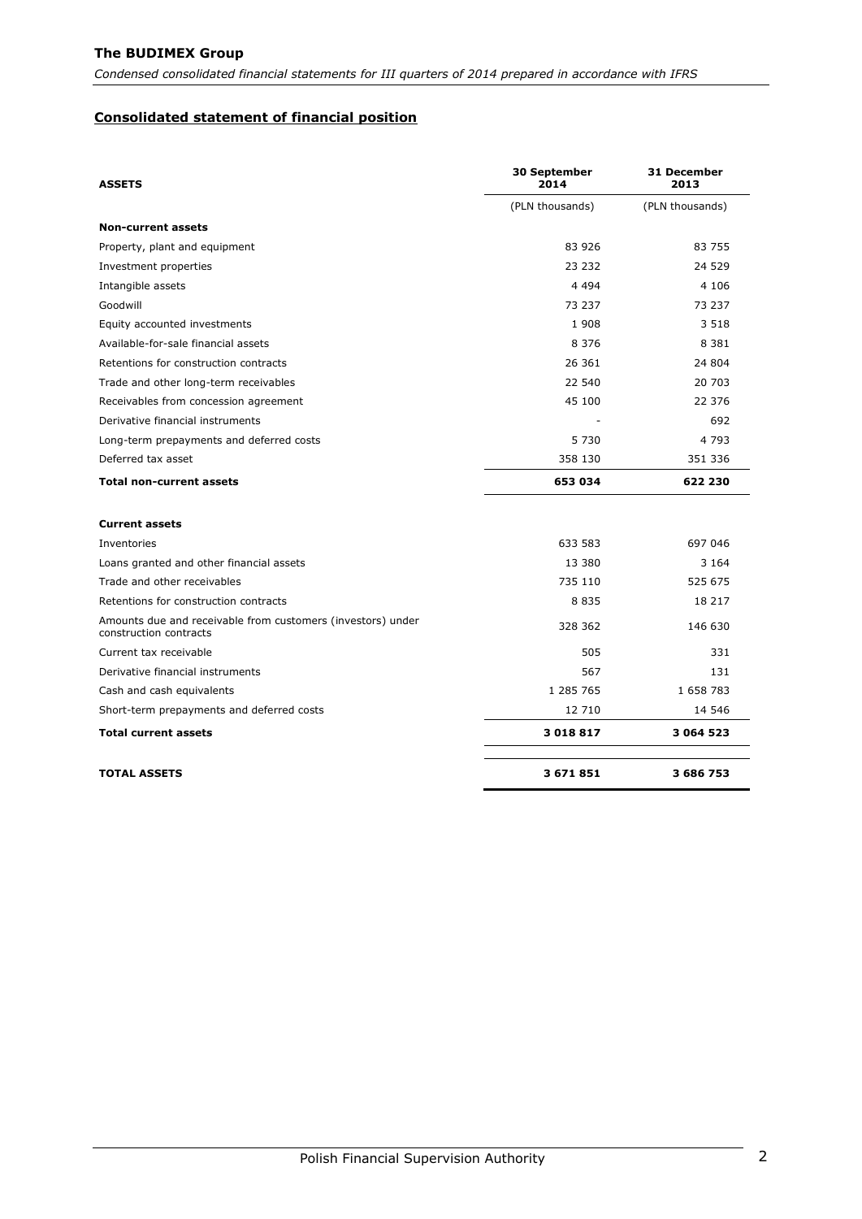## Consolidated statement of financial position

| ASSETS | 30 September 2014 | 31 December 2013 |
|---|---|---|
| | (PLN thousands) | (PLN thousands) |
| **Non-current assets** | | |
| Property, plant and equipment | 83 926 | 83 755 |
| Investment properties | 23 232 | 24 529 |
| Intangible assets | 4 494 | 4 106 |
| Goodwill | 73 237 | 73 237 |
| Equity accounted investments | 1 908 | 3 518 |
| Available-for-sale financial assets | 8 376 | 8 381 |
| Retentions for construction contracts | 26 361 | 24 804 |
| Trade and other long-term receivables | 22 540 | 20 703 |
| Receivables from concession agreement | 45 100 | 22 376 |
| Derivative financial instruments | - | 692 |
| Long-term prepayments and deferred costs | 5 730 | 4 793 |
| Deferred tax asset | 358 130 | 351 336 |
| **Total non-current assets** | **653 034** | **622 230** |
| **Current assets** | | |
| Inventories | 633 583 | 697 046 |
| Loans granted and other financial assets | 13 380 | 3 164 |
| Trade and other receivables | 735 110 | 525 675 |
| Retentions for construction contracts | 8 835 | 18 217 |
| Amounts due and receivable from customers (investors) under construction contracts | 328 362 | 146 630 |
| Current tax receivable | 505 | 331 |
| Derivative financial instruments | 567 | 131 |
| Cash and cash equivalents | 1 285 765 | 1 658 783 |
| Short-term prepayments and deferred costs | 12 710 | 14 546 |
| **Total current assets** | **3 018 817** | **3 064 523** |
| **TOTAL ASSETS** | **3 671 851** | **3 686 753** |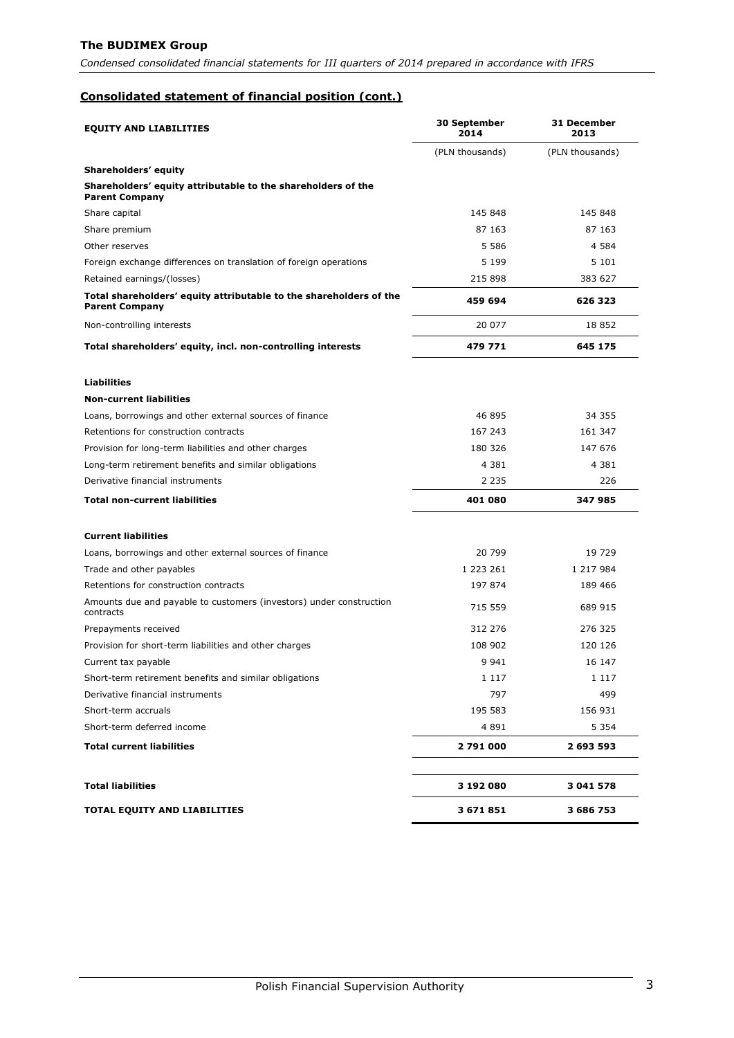## Consolidated statement of financial position (cont.)

| EQUITY AND LIABILITIES | 30 September 2014 | 31 December 2013 |
|---|---|---|
| | (PLN thousands) | (PLN thousands) |
| **Shareholders' equity** | | |
| **Shareholders' equity attributable to the shareholders of the Parent Company** | | |
| Share capital | 145 848 | 145 848 |
| Share premium | 87 163 | 87 163 |
| Other reserves | 5 586 | 4 584 |
| Foreign exchange differences on translation of foreign operations | 5 199 | 5 101 |
| Retained earnings/(losses) | 215 898 | 383 627 |
| **Total shareholders' equity attributable to the shareholders of the Parent Company** | **459 694** | **626 323** |
| Non-controlling interests | 20 077 | 18 852 |
| **Total shareholders' equity, incl. non-controlling interests** | **479 771** | **645 175** |
| | | |
| **Liabilities** | | |
| **Non-current liabilities** | | |
| Loans, borrowings and other external sources of finance | 46 895 | 34 355 |
| Retentions for construction contracts | 167 243 | 161 347 |
| Provision for long-term liabilities and other charges | 180 326 | 147 676 |
| Long-term retirement benefits and similar obligations | 4 381 | 4 381 |
| Derivative financial instruments | 2 235 | 226 |
| **Total non-current liabilities** | **401 080** | **347 985** |
| | | |
| **Current liabilities** | | |
| Loans, borrowings and other external sources of finance | 20 799 | 19 729 |
| Trade and other payables | 1 223 261 | 1 217 984 |
| Retentions for construction contracts | 197 874 | 189 466 |
| Amounts due and payable to customers (investors) under construction contracts | 715 559 | 689 915 |
| Prepayments received | 312 276 | 276 325 |
| Provision for short-term liabilities and other charges | 108 902 | 120 126 |
| Current tax payable | 9 941 | 16 147 |
| Short-term retirement benefits and similar obligations | 1 117 | 1 117 |
| Derivative financial instruments | 797 | 499 |
| Short-term accruals | 195 583 | 156 931 |
| Short-term deferred income | 4 891 | 5 354 |
| **Total current liabilities** | **2 791 000** | **2 693 593** |
| | | |
| **Total liabilities** | **3 192 080** | **3 041 578** |
| **TOTAL EQUITY AND LIABILITIES** | **3 671 851** | **3 686 753** |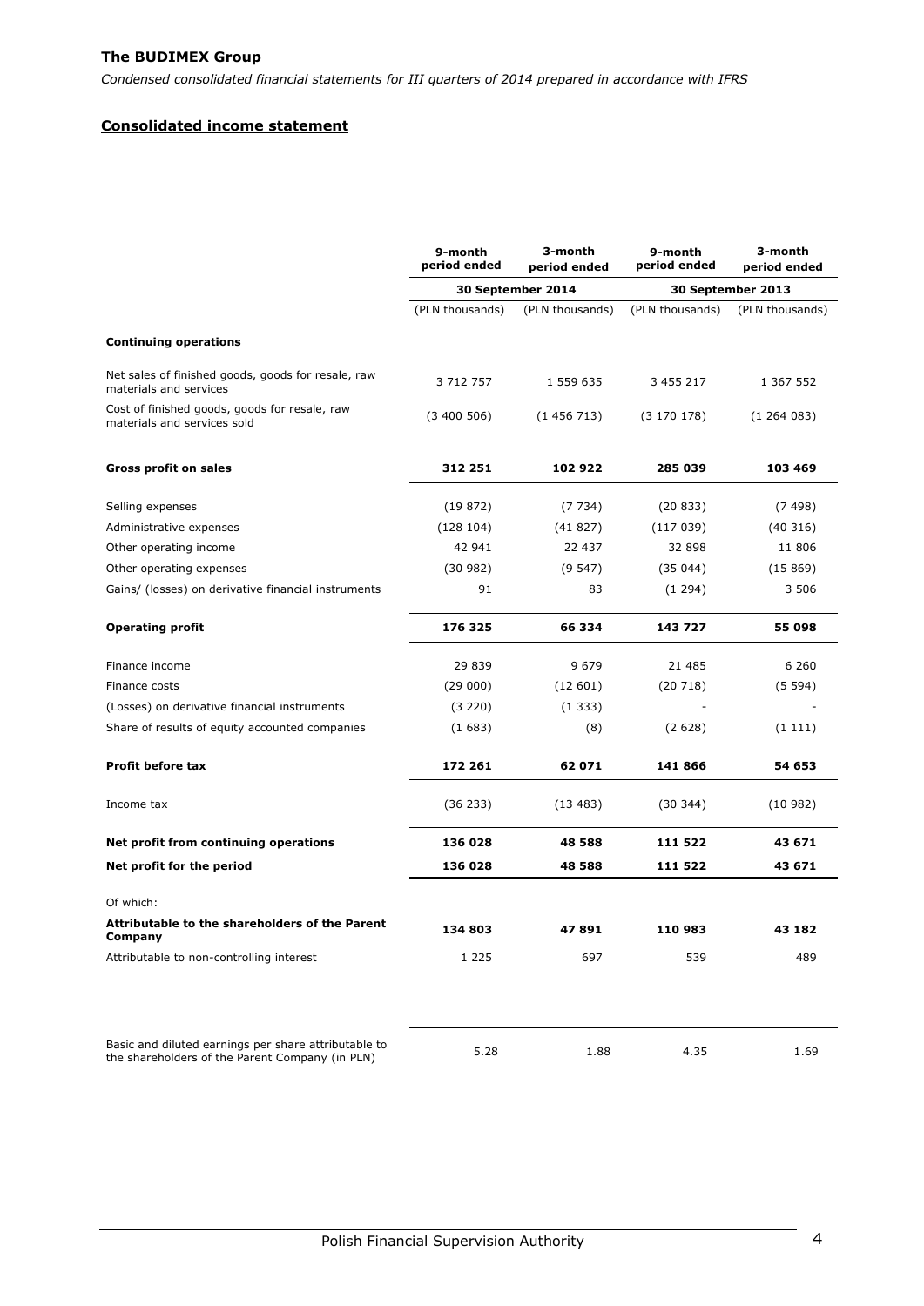## Consolidated income statement

| | 9-month period ended | 3-month period ended | 9-month period ended | 3-month period ended |
|---|---|---|---|---|
| | 30 September 2014 | | 30 September 2013 | |
| | (PLN thousands) | (PLN thousands) | (PLN thousands) | (PLN thousands) |
| **Continuing operations** | | | | |
| Net sales of finished goods, goods for resale, raw materials and services | 3 712 757 | 1 559 635 | 3 455 217 | 1 367 552 |
| Cost of finished goods, goods for resale, raw materials and services sold | (3 400 506) | (1 456 713) | (3 170 178) | (1 264 083) |
| **Gross profit on sales** | **312 251** | **102 922** | **285 039** | **103 469** |
| Selling expenses | (19 872) | (7 734) | (20 833) | (7 498) |
| Administrative expenses | (128 104) | (41 827) | (117 039) | (40 316) |
| Other operating income | 42 941 | 22 437 | 32 898 | 11 806 |
| Other operating expenses | (30 982) | (9 547) | (35 044) | (15 869) |
| Gains/ (losses) on derivative financial instruments | 91 | 83 | (1 294) | 3 506 |
| **Operating profit** | **176 325** | **66 334** | **143 727** | **55 098** |
| Finance income | 29 839 | 9 679 | 21 485 | 6 260 |
| Finance costs | (29 000) | (12 601) | (20 718) | (5 594) |
| (Losses) on derivative financial instruments | (3 220) | (1 333) | - | - |
| Share of results of equity accounted companies | (1 683) | (8) | (2 628) | (1 111) |
| **Profit before tax** | **172 261** | **62 071** | **141 866** | **54 653** |
| Income tax | (36 233) | (13 483) | (30 344) | (10 982) |
| **Net profit from continuing operations** | **136 028** | **48 588** | **111 522** | **43 671** |
| **Net profit for the period** | **136 028** | **48 588** | **111 522** | **43 671** |
| Of which: | | | | |
| **Attributable to the shareholders of the Parent Company** | **134 803** | **47 891** | **110 983** | **43 182** |
| Attributable to non-controlling interest | 1 225 | 697 | 539 | 489 |
| Basic and diluted earnings per share attributable to the shareholders of the Parent Company (in PLN) | 5.28 | 1.88 | 4.35 | 1.69 |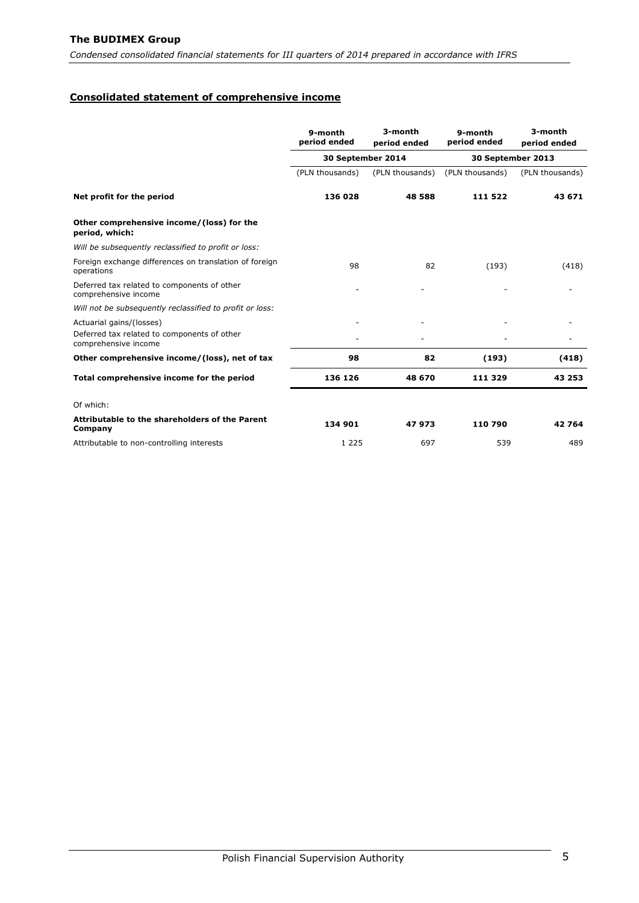## Consolidated statement of comprehensive income

| | 9-month period ended | 3-month period ended | 9-month period ended | 3-month period ended |
|---|---|---|---|---|
| | 30 September 2014 | | 30 September 2013 | |
| | (PLN thousands) | (PLN thousands) | (PLN thousands) | (PLN thousands) |
| **Net profit for the period** | **136 028** | **48 588** | **111 522** | **43 671** |
| **Other comprehensive income/(loss) for the period, which:** | | | | |
| *Will be subsequently reclassified to profit or loss:* | | | | |
| Foreign exchange differences on translation of foreign operations | 98 | 82 | (193) | (418) |
| Deferred tax related to components of other comprehensive income | - | - | - | - |
| *Will not be subsequently reclassified to profit or loss:* | | | | |
| Actuarial gains/(losses) | - | - | - | - |
| Deferred tax related to components of other comprehensive income | - | - | - | - |
| **Other comprehensive income/(loss), net of tax** | **98** | **82** | **(193)** | **(418)** |
| **Total comprehensive income for the period** | **136 126** | **48 670** | **111 329** | **43 253** |
| Of which: | | | | |
| **Attributable to the shareholders of the Parent Company** | **134 901** | **47 973** | **110 790** | **42 764** |
| Attributable to non-controlling interests | 1 225 | 697 | 539 | 489 |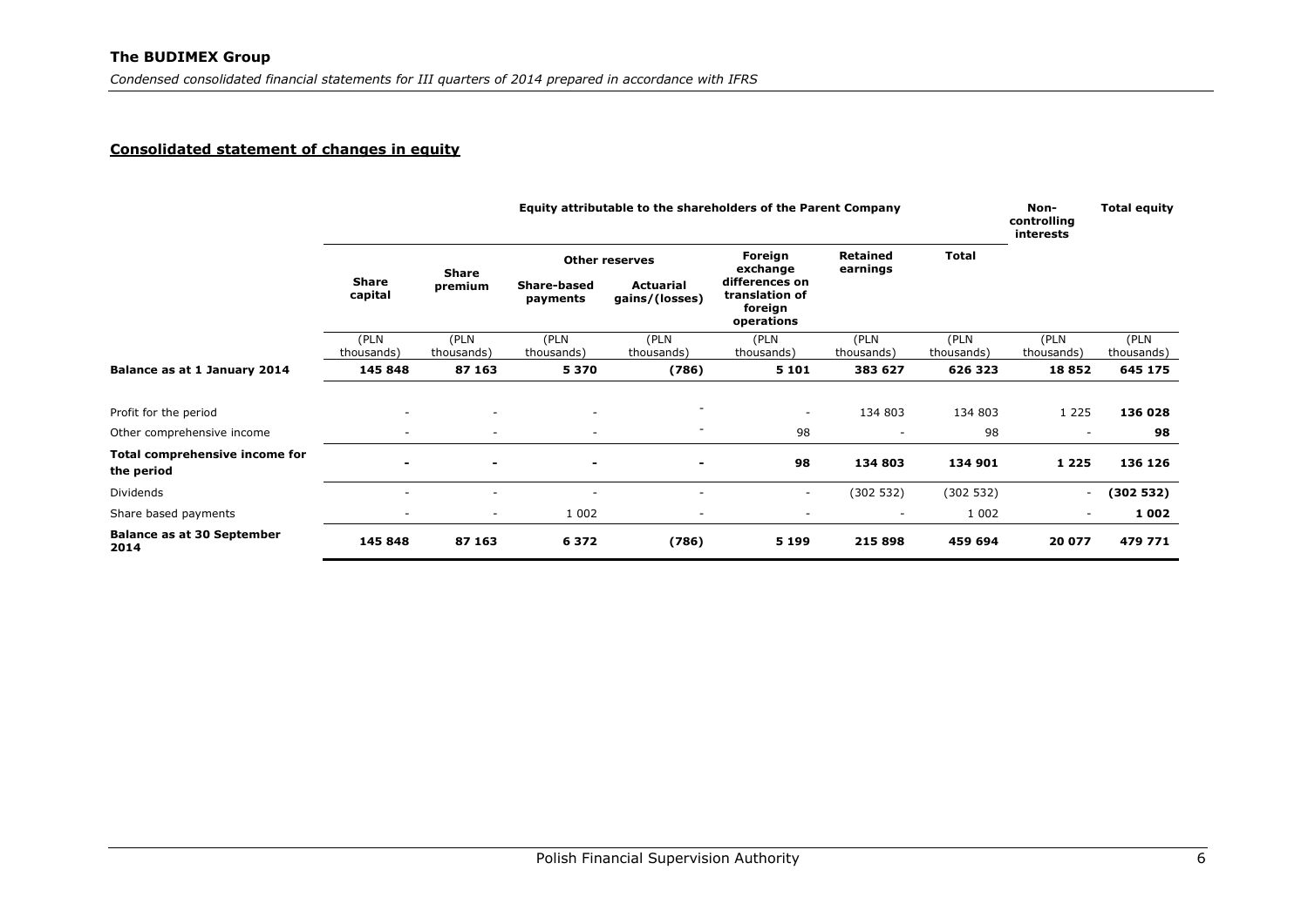## Consolidated statement of changes in equity

| | Equity attributable to the shareholders of the Parent Company | | | | | | | Non-controlling interests | Total equity |
|---|---|---|---|---|---|---|---|---|---|
| | Share capital | Share premium | Other reserves | | Foreign exchange differences on translation of foreign operations | Retained earnings | Total | | |
| | | | Share-based payments | Actuarial gains/(losses) | | | | | |
| | (PLN thousands) | (PLN thousands) | (PLN thousands) | (PLN thousands) | (PLN thousands) | (PLN thousands) | (PLN thousands) | (PLN thousands) | (PLN thousands) |
| **Balance as at 1 January 2014** | **145 848** | **87 163** | **5 370** | **(786)** | **5 101** | **383 627** | **626 323** | **18 852** | **645 175** |
| Profit for the period | - | - | - | - | - | 134 803 | 134 803 | 1 225 | **136 028** |
| Other comprehensive income | - | - | - | - | 98 | - | 98 | - | **98** |
| **Total comprehensive income for the period** | **-** | **-** | **-** | **-** | **98** | **134 803** | **134 901** | **1 225** | **136 126** |
| Dividends | - | - | - | - | - | (302 532) | (302 532) | - | **(302 532)** |
| Share based payments | - | - | 1 002 | - | - | - | 1 002 | - | **1 002** |
| **Balance as at 30 September 2014** | **145 848** | **87 163** | **6 372** | **(786)** | **5 199** | **215 898** | **459 694** | **20 077** | **479 771** |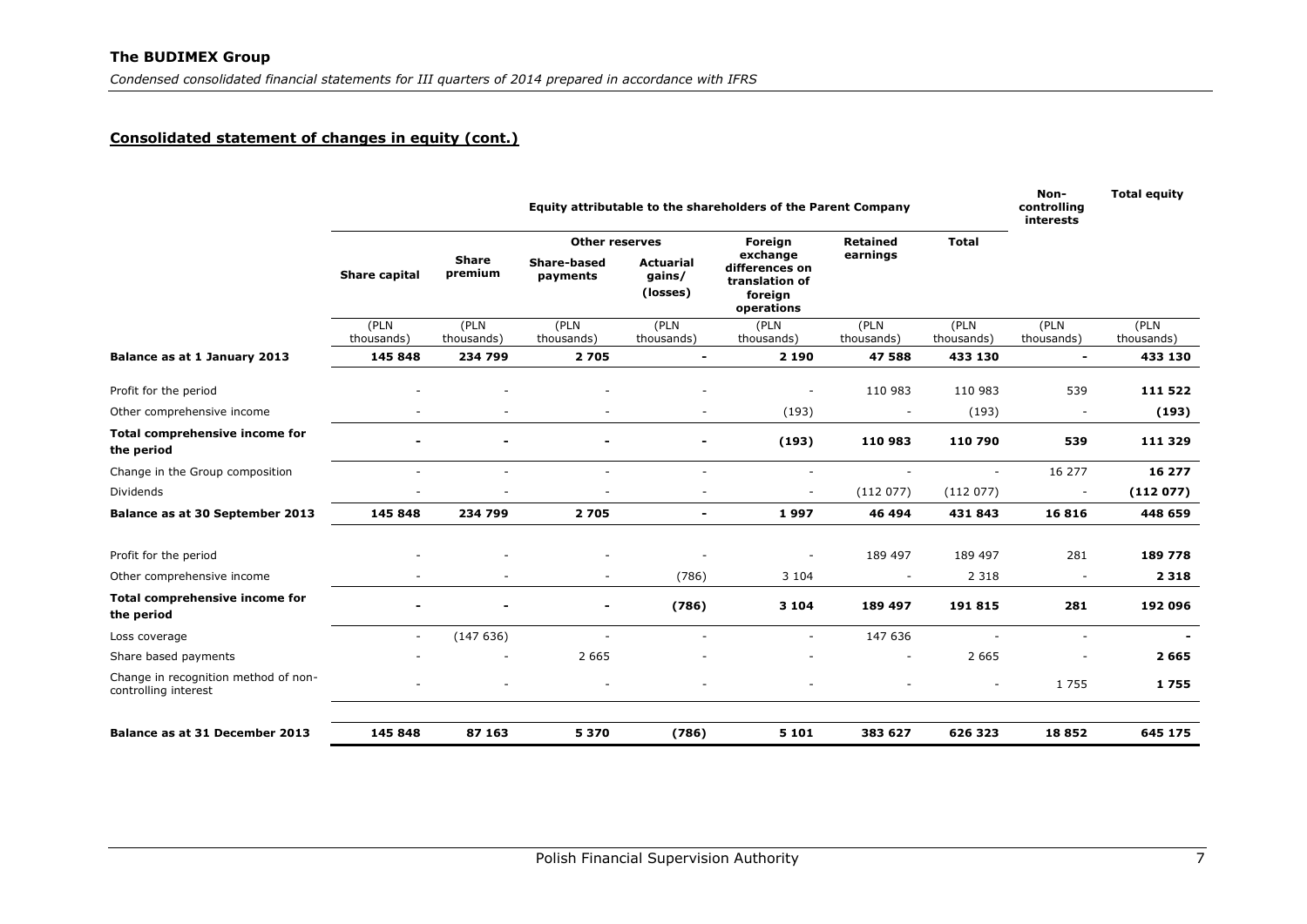## Consolidated statement of changes in equity (cont.)

| | Equity attributable to the shareholders of the Parent Company | | | | | | | Non-controlling interests | Total equity |
|---|---|---|---|---|---|---|---|---|---|
| | | | Other reserves | | Foreign exchange differences on translation of foreign operations | Retained earnings | Total | | |
| | Share capital | Share premium | Share-based payments | Actuarial gains/ (losses) | | | | | |
| | (PLN thousands) | (PLN thousands) | (PLN thousands) | (PLN thousands) | (PLN thousands) | (PLN thousands) | (PLN thousands) | (PLN thousands) | (PLN thousands) |
| **Balance as at 1 January 2013** | **145 848** | **234 799** | **2 705** | **-** | **2 190** | **47 588** | **433 130** | **-** | **433 130** |
| Profit for the period | - | - | - | - | - | 110 983 | 110 983 | 539 | **111 522** |
| Other comprehensive income | - | - | - | - | (193) | - | (193) | - | **(193)** |
| **Total comprehensive income for the period** | **-** | **-** | **-** | **-** | **(193)** | **110 983** | **110 790** | **539** | **111 329** |
| Change in the Group composition | - | - | - | - | - | - | - | 16 277 | **16 277** |
| Dividends | - | - | - | - | - | (112 077) | (112 077) | - | **(112 077)** |
| **Balance as at 30 September 2013** | **145 848** | **234 799** | **2 705** | **-** | **1 997** | **46 494** | **431 843** | **16 816** | **448 659** |
| Profit for the period | - | - | - | - | - | 189 497 | 189 497 | 281 | **189 778** |
| Other comprehensive income | - | - | - | (786) | 3 104 | - | 2 318 | - | **2 318** |
| **Total comprehensive income for the period** | **-** | **-** | **-** | **(786)** | **3 104** | **189 497** | **191 815** | **281** | **192 096** |
| Loss coverage | - | (147 636) | - | - | - | 147 636 | - | - | **-** |
| Share based payments | - | - | 2 665 | - | - | - | 2 665 | - | **2 665** |
| Change in recognition method of non-controlling interest | - | - | - | - | - | - | - | 1 755 | **1 755** |
| **Balance as at 31 December 2013** | **145 848** | **87 163** | **5 370** | **(786)** | **5 101** | **383 627** | **626 323** | **18 852** | **645 175** |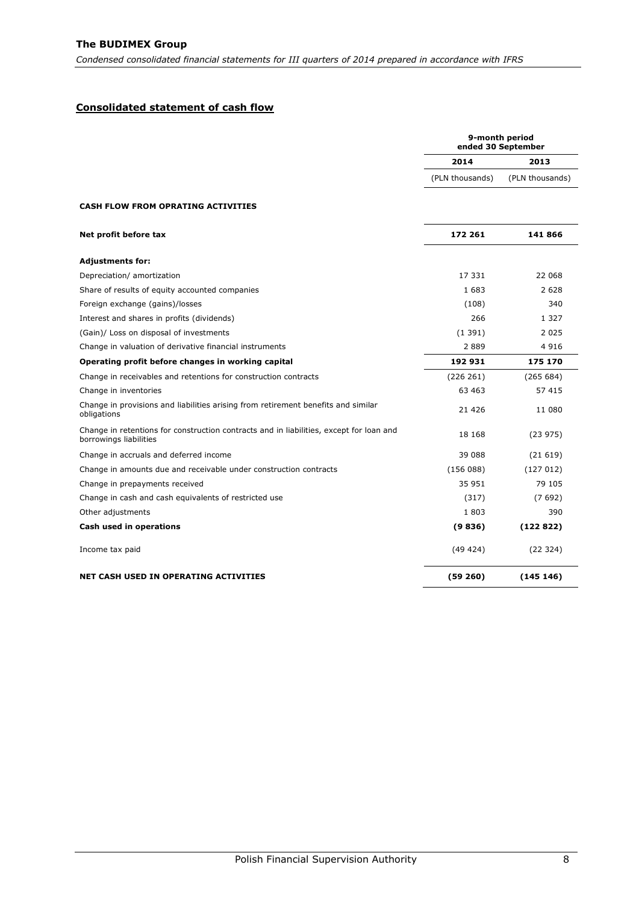## Consolidated statement of cash flow

| | 9-month period ended 30 September | |
|---|---|---|
| | 2014 | 2013 |
| | (PLN thousands) | (PLN thousands) |
| **CASH FLOW FROM OPRATING ACTIVITIES** | | |
| **Net profit before tax** | **172 261** | **141 866** |
| **Adjustments for:** | | |
| Depreciation/ amortization | 17 331 | 22 068 |
| Share of results of equity accounted companies | 1 683 | 2 628 |
| Foreign exchange (gains)/losses | (108) | 340 |
| Interest and shares in profits (dividends) | 266 | 1 327 |
| (Gain)/ Loss on disposal of investments | (1 391) | 2 025 |
| Change in valuation of derivative financial instruments | 2 889 | 4 916 |
| **Operating profit before changes in working capital** | **192 931** | **175 170** |
| Change in receivables and retentions for construction contracts | (226 261) | (265 684) |
| Change in inventories | 63 463 | 57 415 |
| Change in provisions and liabilities arising from retirement benefits and similar obligations | 21 426 | 11 080 |
| Change in retentions for construction contracts and in liabilities, except for loan and borrowings liabilities | 18 168 | (23 975) |
| Change in accruals and deferred income | 39 088 | (21 619) |
| Change in amounts due and receivable under construction contracts | (156 088) | (127 012) |
| Change in prepayments received | 35 951 | 79 105 |
| Change in cash and cash equivalents of restricted use | (317) | (7 692) |
| Other adjustments | 1 803 | 390 |
| **Cash used in operations** | **(9 836)** | **(122 822)** |
| Income tax paid | (49 424) | (22 324) |
| **NET CASH USED IN OPERATING ACTIVITIES** | **(59 260)** | **(145 146)** |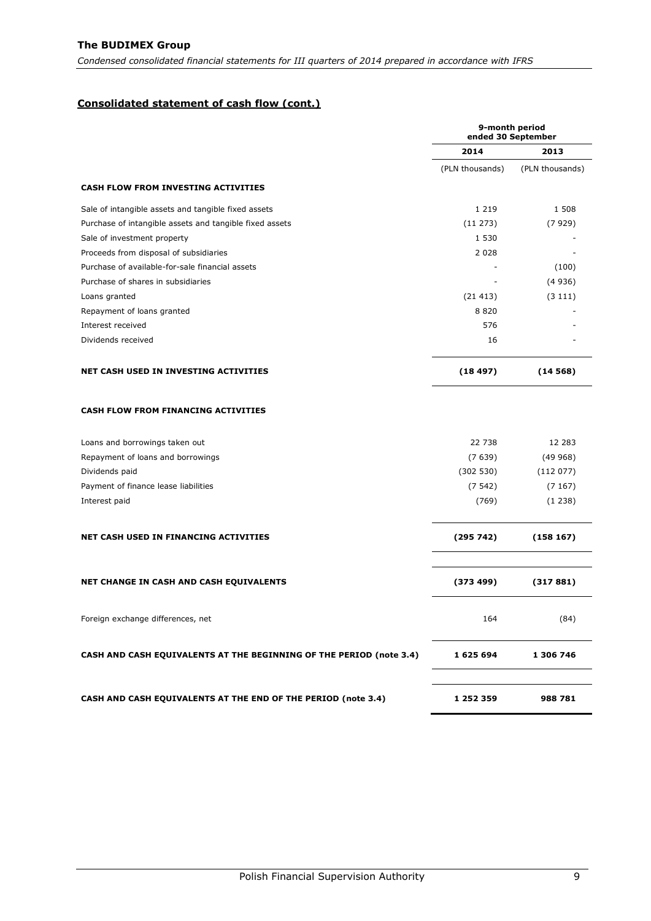## Consolidated statement of cash flow (cont.)

| | 9-month period ended 30 September | |
|---|---|---|
| | 2014 | 2013 |
| | (PLN thousands) | (PLN thousands) |
| **CASH FLOW FROM INVESTING ACTIVITIES** | | |
| Sale of intangible assets and tangible fixed assets | 1 219 | 1 508 |
| Purchase of intangible assets and tangible fixed assets | (11 273) | (7 929) |
| Sale of investment property | 1 530 | - |
| Proceeds from disposal of subsidiaries | 2 028 | - |
| Purchase of available-for-sale financial assets | - | (100) |
| Purchase of shares in subsidiaries | - | (4 936) |
| Loans granted | (21 413) | (3 111) |
| Repayment of loans granted | 8 820 | - |
| Interest received | 576 | - |
| Dividends received | 16 | - |
| **NET CASH USED IN INVESTING ACTIVITIES** | **(18 497)** | **(14 568)** |
| **CASH FLOW FROM FINANCING ACTIVITIES** | | |
| Loans and borrowings taken out | 22 738 | 12 283 |
| Repayment of loans and borrowings | (7 639) | (49 968) |
| Dividends paid | (302 530) | (112 077) |
| Payment of finance lease liabilities | (7 542) | (7 167) |
| Interest paid | (769) | (1 238) |
| **NET CASH USED IN FINANCING ACTIVITIES** | **(295 742)** | **(158 167)** |
| **NET CHANGE IN CASH AND CASH EQUIVALENTS** | **(373 499)** | **(317 881)** |
| Foreign exchange differences, net | 164 | (84) |
| **CASH AND CASH EQUIVALENTS AT THE BEGINNING OF THE PERIOD (note 3.4)** | **1 625 694** | **1 306 746** |
| **CASH AND CASH EQUIVALENTS AT THE END OF THE PERIOD (note 3.4)** | **1 252 359** | **988 781** |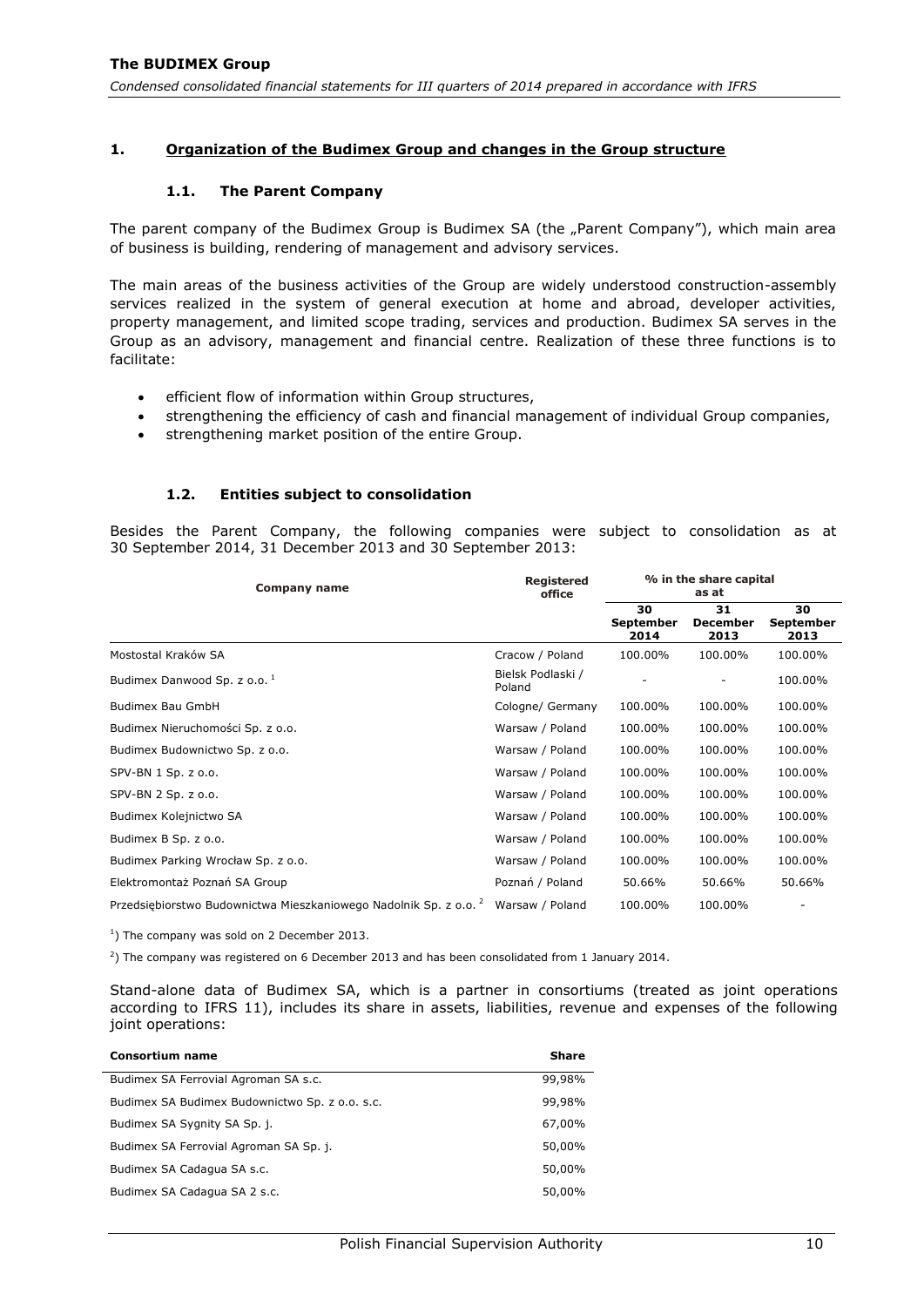## 1. Organization of the Budimex Group and changes in the Group structure

### 1.1. The Parent Company

The parent company of the Budimex Group is Budimex SA (the „Parent Company"), which main area of business is building, rendering of management and advisory services.

The main areas of the business activities of the Group are widely understood construction-assembly services realized in the system of general execution at home and abroad, developer activities, property management, and limited scope trading, services and production. Budimex SA serves in the Group as an advisory, management and financial centre. Realization of these three functions is to facilitate:

- efficient flow of information within Group structures,
- strengthening the efficiency of cash and financial management of individual Group companies,
- strengthening market position of the entire Group.

### 1.2. Entities subject to consolidation

Besides the Parent Company, the following companies were subject to consolidation as at 30 September 2014, 31 December 2013 and 30 September 2013:

| Company name | Registered office | % in the share capital as at | | |
|---|---|---|---|---|
| | | 30 September 2014 | 31 December 2013 | 30 September 2013 |
| Mostostal Kraków SA | Cracow / Poland | 100.00% | 100.00% | 100.00% |
| Budimex Danwood Sp. z o.o. [1] | Bielsk Podlaski / Poland | - | - | 100.00% |
| Budimex Bau GmbH | Cologne/ Germany | 100.00% | 100.00% | 100.00% |
| Budimex Nieruchomości Sp. z o.o. | Warsaw / Poland | 100.00% | 100.00% | 100.00% |
| Budimex Budownictwo Sp. z o.o. | Warsaw / Poland | 100.00% | 100.00% | 100.00% |
| SPV-BN 1 Sp. z o.o. | Warsaw / Poland | 100.00% | 100.00% | 100.00% |
| SPV-BN 2 Sp. z o.o. | Warsaw / Poland | 100.00% | 100.00% | 100.00% |
| Budimex Kolejnictwo SA | Warsaw / Poland | 100.00% | 100.00% | 100.00% |
| Budimex B Sp. z o.o. | Warsaw / Poland | 100.00% | 100.00% | 100.00% |
| Budimex Parking Wrocław Sp. z o.o. | Warsaw / Poland | 100.00% | 100.00% | 100.00% |
| Elektromontaż Poznań SA Group | Poznań / Poland | 50.66% | 50.66% | 50.66% |
| Przedsiębiorstwo Budownictwa Mieszkaniowego Nadolnik Sp. z o.o. [2] | Warsaw / Poland | 100.00% | 100.00% | - |

[1]) The company was sold on 2 December 2013.

[2]) The company was registered on 6 December 2013 and has been consolidated from 1 January 2014.

Stand-alone data of Budimex SA, which is a partner in consortiums (treated as joint operations according to IFRS 11), includes its share in assets, liabilities, revenue and expenses of the following joint operations:

| Consortium name | Share |
|---|---|
| Budimex SA Ferrovial Agroman SA s.c. | 99,98% |
| Budimex SA Budimex Budownictwo Sp. z o.o. s.c. | 99,98% |
| Budimex SA Sygnity SA Sp. j. | 67,00% |
| Budimex SA Ferrovial Agroman SA Sp. j. | 50,00% |
| Budimex SA Cadagua SA s.c. | 50,00% |
| Budimex SA Cadagua SA 2 s.c. | 50,00% |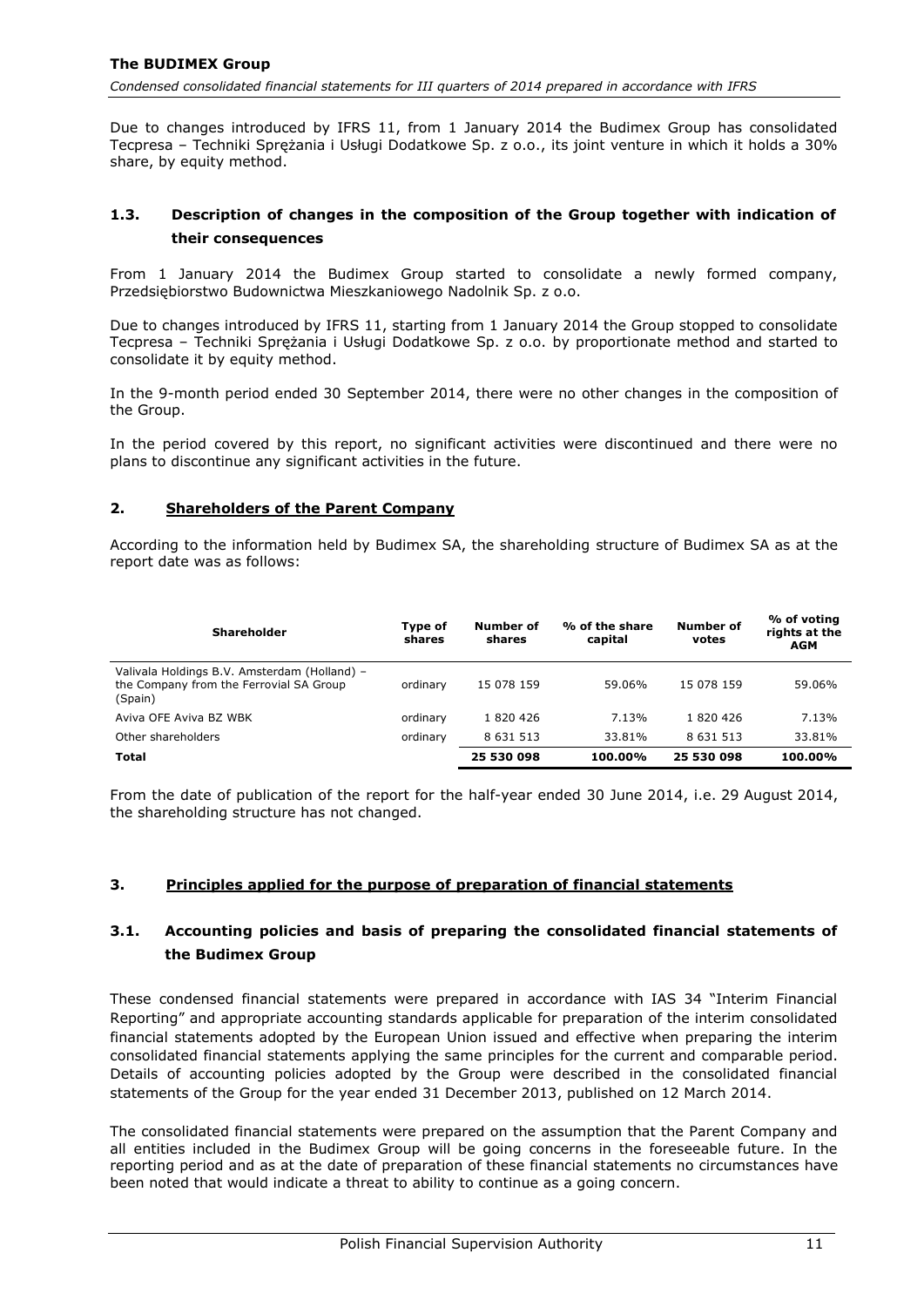Due to changes introduced by IFRS 11, from 1 January 2014 the Budimex Group has consolidated Tecpresa – Techniki Sprężania i Usługi Dodatkowe Sp. z o.o., its joint venture in which it holds a 30% share, by equity method.

### 1.3. Description of changes in the composition of the Group together with indication of their consequences

From 1 January 2014 the Budimex Group started to consolidate a newly formed company, Przedsiębiorstwo Budownictwa Mieszkaniowego Nadolnik Sp. z o.o.

Due to changes introduced by IFRS 11, starting from 1 January 2014 the Group stopped to consolidate Tecpresa – Techniki Sprężania i Usługi Dodatkowe Sp. z o.o. by proportionate method and started to consolidate it by equity method.

In the 9-month period ended 30 September 2014, there were no other changes in the composition of the Group.

In the period covered by this report, no significant activities were discontinued and there were no plans to discontinue any significant activities in the future.

## 2. Shareholders of the Parent Company

According to the information held by Budimex SA, the shareholding structure of Budimex SA as at the report date was as follows:

| Shareholder | Type of shares | Number of shares | % of the share capital | Number of votes | % of voting rights at the AGM |
|---|---|---|---|---|---|
| Valivala Holdings B.V. Amsterdam (Holland) – the Company from the Ferrovial SA Group (Spain) | ordinary | 15 078 159 | 59.06% | 15 078 159 | 59.06% |
| Aviva OFE Aviva BZ WBK | ordinary | 1 820 426 | 7.13% | 1 820 426 | 7.13% |
| Other shareholders | ordinary | 8 631 513 | 33.81% | 8 631 513 | 33.81% |
| **Total** | | **25 530 098** | **100.00%** | **25 530 098** | **100.00%** |

From the date of publication of the report for the half-year ended 30 June 2014, i.e. 29 August 2014, the shareholding structure has not changed.

## 3. Principles applied for the purpose of preparation of financial statements

### 3.1. Accounting policies and basis of preparing the consolidated financial statements of the Budimex Group

These condensed financial statements were prepared in accordance with IAS 34 "Interim Financial Reporting" and appropriate accounting standards applicable for preparation of the interim consolidated financial statements adopted by the European Union issued and effective when preparing the interim consolidated financial statements applying the same principles for the current and comparable period. Details of accounting policies adopted by the Group were described in the consolidated financial statements of the Group for the year ended 31 December 2013, published on 12 March 2014.

The consolidated financial statements were prepared on the assumption that the Parent Company and all entities included in the Budimex Group will be going concerns in the foreseeable future. In the reporting period and as at the date of preparation of these financial statements no circumstances have been noted that would indicate a threat to ability to continue as a going concern.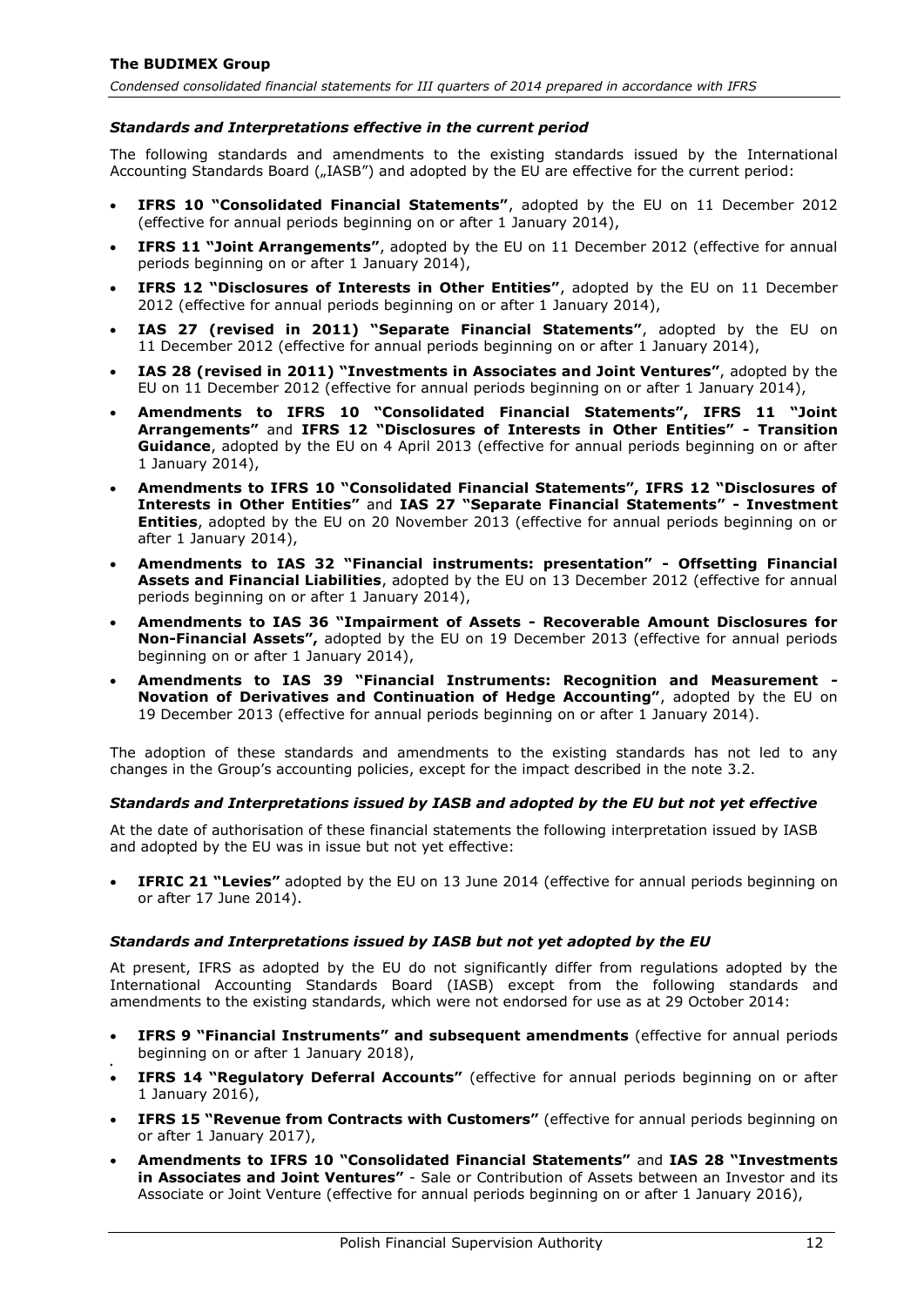### *Standards and Interpretations effective in the current period*

The following standards and amendments to the existing standards issued by the International Accounting Standards Board („IASB") and adopted by the EU are effective for the current period:

- **IFRS 10 "Consolidated Financial Statements"**, adopted by the EU on 11 December 2012 (effective for annual periods beginning on or after 1 January 2014),
- **IFRS 11 "Joint Arrangements"**, adopted by the EU on 11 December 2012 (effective for annual periods beginning on or after 1 January 2014),
- **IFRS 12 "Disclosures of Interests in Other Entities"**, adopted by the EU on 11 December 2012 (effective for annual periods beginning on or after 1 January 2014),
- **IAS 27 (revised in 2011) "Separate Financial Statements"**, adopted by the EU on 11 December 2012 (effective for annual periods beginning on or after 1 January 2014),
- **IAS 28 (revised in 2011) "Investments in Associates and Joint Ventures"**, adopted by the EU on 11 December 2012 (effective for annual periods beginning on or after 1 January 2014),
- **Amendments to IFRS 10 "Consolidated Financial Statements", IFRS 11 "Joint Arrangements"** and **IFRS 12 "Disclosures of Interests in Other Entities" - Transition Guidance**, adopted by the EU on 4 April 2013 (effective for annual periods beginning on or after 1 January 2014),
- **Amendments to IFRS 10 "Consolidated Financial Statements", IFRS 12 "Disclosures of Interests in Other Entities"** and **IAS 27 "Separate Financial Statements" - Investment Entities**, adopted by the EU on 20 November 2013 (effective for annual periods beginning on or after 1 January 2014),
- **Amendments to IAS 32 "Financial instruments: presentation" - Offsetting Financial Assets and Financial Liabilities**, adopted by the EU on 13 December 2012 (effective for annual periods beginning on or after 1 January 2014),
- **Amendments to IAS 36 "Impairment of Assets - Recoverable Amount Disclosures for Non-Financial Assets",** adopted by the EU on 19 December 2013 (effective for annual periods beginning on or after 1 January 2014),
- **Amendments to IAS 39 "Financial Instruments: Recognition and Measurement - Novation of Derivatives and Continuation of Hedge Accounting"**, adopted by the EU on 19 December 2013 (effective for annual periods beginning on or after 1 January 2014).

The adoption of these standards and amendments to the existing standards has not led to any changes in the Group's accounting policies, except for the impact described in the note 3.2.

### *Standards and Interpretations issued by IASB and adopted by the EU but not yet effective*

At the date of authorisation of these financial statements the following interpretation issued by IASB and adopted by the EU was in issue but not yet effective:

- **IFRIC 21 "Levies"** adopted by the EU on 13 June 2014 (effective for annual periods beginning on or after 17 June 2014).

### *Standards and Interpretations issued by IASB but not yet adopted by the EU*

At present, IFRS as adopted by the EU do not significantly differ from regulations adopted by the International Accounting Standards Board (IASB) except from the following standards and amendments to the existing standards, which were not endorsed for use as at 29 October 2014:

- **IFRS 9 "Financial Instruments" and subsequent amendments** (effective for annual periods beginning on or after 1 January 2018),
- **IFRS 14 "Regulatory Deferral Accounts"** (effective for annual periods beginning on or after 1 January 2016),
- **IFRS 15 "Revenue from Contracts with Customers"** (effective for annual periods beginning on or after 1 January 2017),
- **Amendments to IFRS 10 "Consolidated Financial Statements"** and **IAS 28 "Investments in Associates and Joint Ventures"** - Sale or Contribution of Assets between an Investor and its Associate or Joint Venture (effective for annual periods beginning on or after 1 January 2016),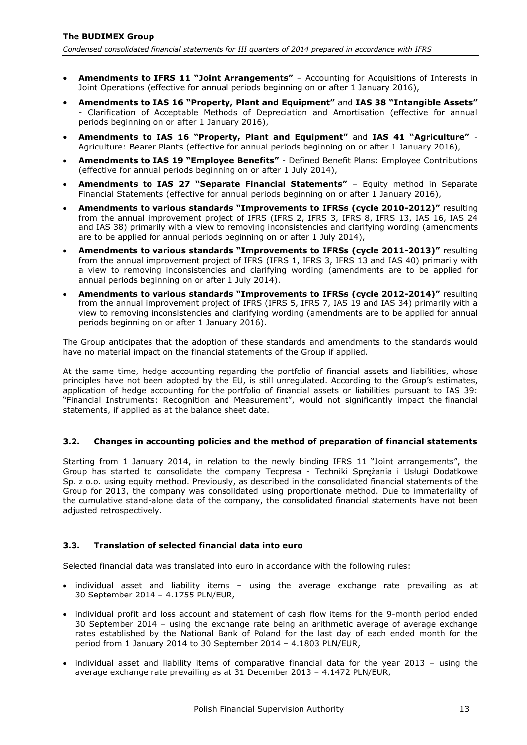- **Amendments to IFRS 11 "Joint Arrangements"** – Accounting for Acquisitions of Interests in Joint Operations (effective for annual periods beginning on or after 1 January 2016),
- **Amendments to IAS 16 "Property, Plant and Equipment"** and **IAS 38 "Intangible Assets"** - Clarification of Acceptable Methods of Depreciation and Amortisation (effective for annual periods beginning on or after 1 January 2016),
- **Amendments to IAS 16 "Property, Plant and Equipment"** and **IAS 41 "Agriculture"** - Agriculture: Bearer Plants (effective for annual periods beginning on or after 1 January 2016),
- **Amendments to IAS 19 "Employee Benefits"** - Defined Benefit Plans: Employee Contributions (effective for annual periods beginning on or after 1 July 2014),
- **Amendments to IAS 27 "Separate Financial Statements"** – Equity method in Separate Financial Statements (effective for annual periods beginning on or after 1 January 2016),
- **Amendments to various standards "Improvements to IFRSs (cycle 2010-2012)"** resulting from the annual improvement project of IFRS (IFRS 2, IFRS 3, IFRS 8, IFRS 13, IAS 16, IAS 24 and IAS 38) primarily with a view to removing inconsistencies and clarifying wording (amendments are to be applied for annual periods beginning on or after 1 July 2014),
- **Amendments to various standards "Improvements to IFRSs (cycle 2011-2013)"** resulting from the annual improvement project of IFRS (IFRS 1, IFRS 3, IFRS 13 and IAS 40) primarily with a view to removing inconsistencies and clarifying wording (amendments are to be applied for annual periods beginning on or after 1 July 2014).
- **Amendments to various standards "Improvements to IFRSs (cycle 2012-2014)"** resulting from the annual improvement project of IFRS (IFRS 5, IFRS 7, IAS 19 and IAS 34) primarily with a view to removing inconsistencies and clarifying wording (amendments are to be applied for annual periods beginning on or after 1 January 2016).

The Group anticipates that the adoption of these standards and amendments to the standards would have no material impact on the financial statements of the Group if applied.

At the same time, hedge accounting regarding the portfolio of financial assets and liabilities, whose principles have not been adopted by the EU, is still unregulated. According to the Group's estimates, application of hedge accounting for the portfolio of financial assets or liabilities pursuant to IAS 39: "Financial Instruments: Recognition and Measurement", would not significantly impact the financial statements, if applied as at the balance sheet date.

### 3.2. Changes in accounting policies and the method of preparation of financial statements

Starting from 1 January 2014, in relation to the newly binding IFRS 11 "Joint arrangements", the Group has started to consolidate the company Tecpresa - Techniki Sprężania i Usługi Dodatkowe Sp. z o.o. using equity method. Previously, as described in the consolidated financial statements of the Group for 2013, the company was consolidated using proportionate method. Due to immateriality of the cumulative stand-alone data of the company, the consolidated financial statements have not been adjusted retrospectively.

### 3.3. Translation of selected financial data into euro

Selected financial data was translated into euro in accordance with the following rules:

- individual asset and liability items – using the average exchange rate prevailing as at 30 September 2014 – 4.1755 PLN/EUR,
- individual profit and loss account and statement of cash flow items for the 9-month period ended 30 September 2014 – using the exchange rate being an arithmetic average of average exchange rates established by the National Bank of Poland for the last day of each ended month for the period from 1 January 2014 to 30 September 2014 – 4.1803 PLN/EUR,
- individual asset and liability items of comparative financial data for the year 2013 – using the average exchange rate prevailing as at 31 December 2013 – 4.1472 PLN/EUR,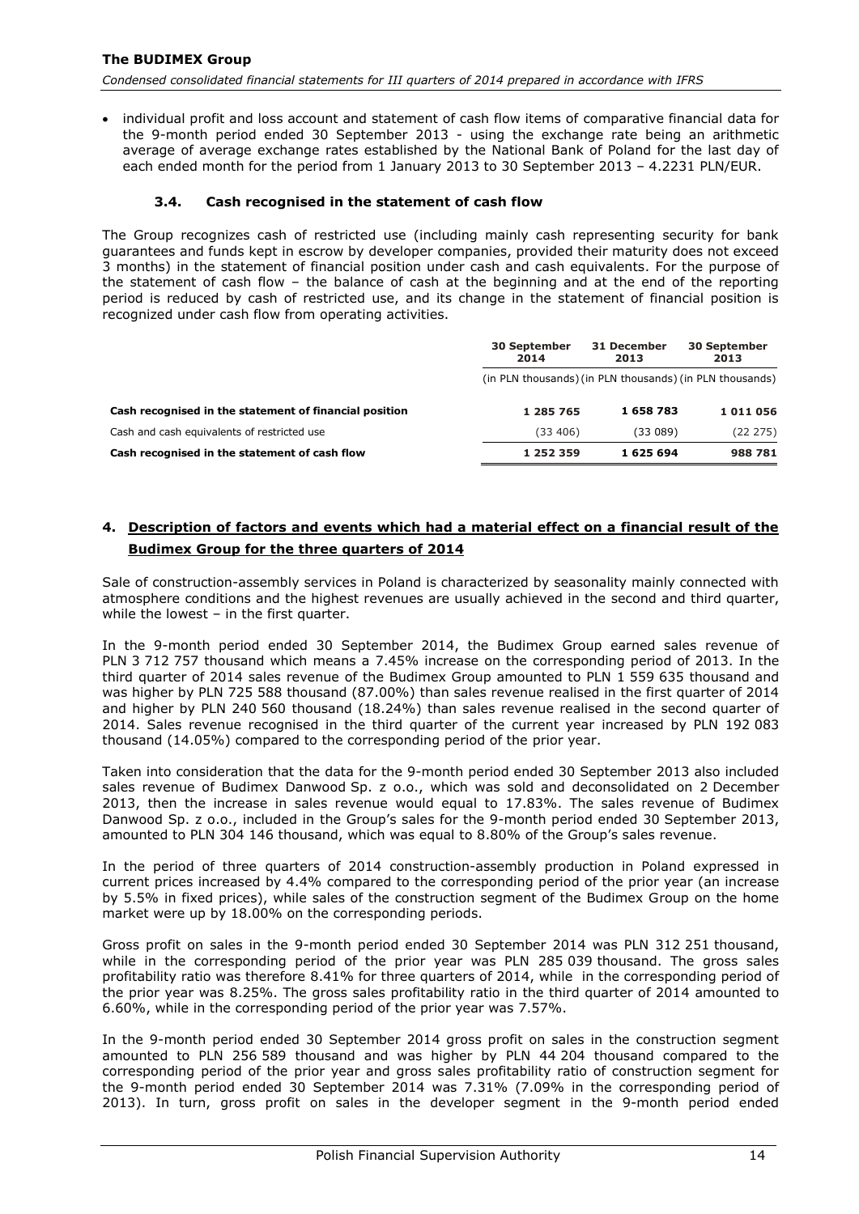- individual profit and loss account and statement of cash flow items of comparative financial data for the 9-month period ended 30 September 2013 - using the exchange rate being an arithmetic average of average exchange rates established by the National Bank of Poland for the last day of each ended month for the period from 1 January 2013 to 30 September 2013 – 4.2231 PLN/EUR.

### 3.4. Cash recognised in the statement of cash flow

The Group recognizes cash of restricted use (including mainly cash representing security for bank guarantees and funds kept in escrow by developer companies, provided their maturity does not exceed 3 months) in the statement of financial position under cash and cash equivalents. For the purpose of the statement of cash flow – the balance of cash at the beginning and at the end of the reporting period is reduced by cash of restricted use, and its change in the statement of financial position is recognized under cash flow from operating activities.

| | 30 September 2014 | 31 December 2013 | 30 September 2013 |
|---|---|---|---|
| | (in PLN thousands) | (in PLN thousands) | (in PLN thousands) |
| **Cash recognised in the statement of financial position** | **1 285 765** | **1 658 783** | **1 011 056** |
| Cash and cash equivalents of restricted use | (33 406) | (33 089) | (22 275) |
| **Cash recognised in the statement of cash flow** | **1 252 359** | **1 625 694** | **988 781** |

## 4. Description of factors and events which had a material effect on a financial result of the Budimex Group for the three quarters of 2014

Sale of construction-assembly services in Poland is characterized by seasonality mainly connected with atmosphere conditions and the highest revenues are usually achieved in the second and third quarter, while the lowest – in the first quarter.

In the 9-month period ended 30 September 2014, the Budimex Group earned sales revenue of PLN 3 712 757 thousand which means a 7.45% increase on the corresponding period of 2013. In the third quarter of 2014 sales revenue of the Budimex Group amounted to PLN 1 559 635 thousand and was higher by PLN 725 588 thousand (87.00%) than sales revenue realised in the first quarter of 2014 and higher by PLN 240 560 thousand (18.24%) than sales revenue realised in the second quarter of 2014. Sales revenue recognised in the third quarter of the current year increased by PLN 192 083 thousand (14.05%) compared to the corresponding period of the prior year.

Taken into consideration that the data for the 9-month period ended 30 September 2013 also included sales revenue of Budimex Danwood Sp. z o.o., which was sold and deconsolidated on 2 December 2013, then the increase in sales revenue would equal to 17.83%. The sales revenue of Budimex Danwood Sp. z o.o., included in the Group's sales for the 9-month period ended 30 September 2013, amounted to PLN 304 146 thousand, which was equal to 8.80% of the Group's sales revenue.

In the period of three quarters of 2014 construction-assembly production in Poland expressed in current prices increased by 4.4% compared to the corresponding period of the prior year (an increase by 5.5% in fixed prices), while sales of the construction segment of the Budimex Group on the home market were up by 18.00% on the corresponding periods.

Gross profit on sales in the 9-month period ended 30 September 2014 was PLN 312 251 thousand, while in the corresponding period of the prior year was PLN 285 039 thousand. The gross sales profitability ratio was therefore 8.41% for three quarters of 2014, while in the corresponding period of the prior year was 8.25%. The gross sales profitability ratio in the third quarter of 2014 amounted to 6.60%, while in the corresponding period of the prior year was 7.57%.

In the 9-month period ended 30 September 2014 gross profit on sales in the construction segment amounted to PLN 256 589 thousand and was higher by PLN 44 204 thousand compared to the corresponding period of the prior year and gross sales profitability ratio of construction segment for the 9-month period ended 30 September 2014 was 7.31% (7.09% in the corresponding period of 2013). In turn, gross profit on sales in the developer segment in the 9-month period ended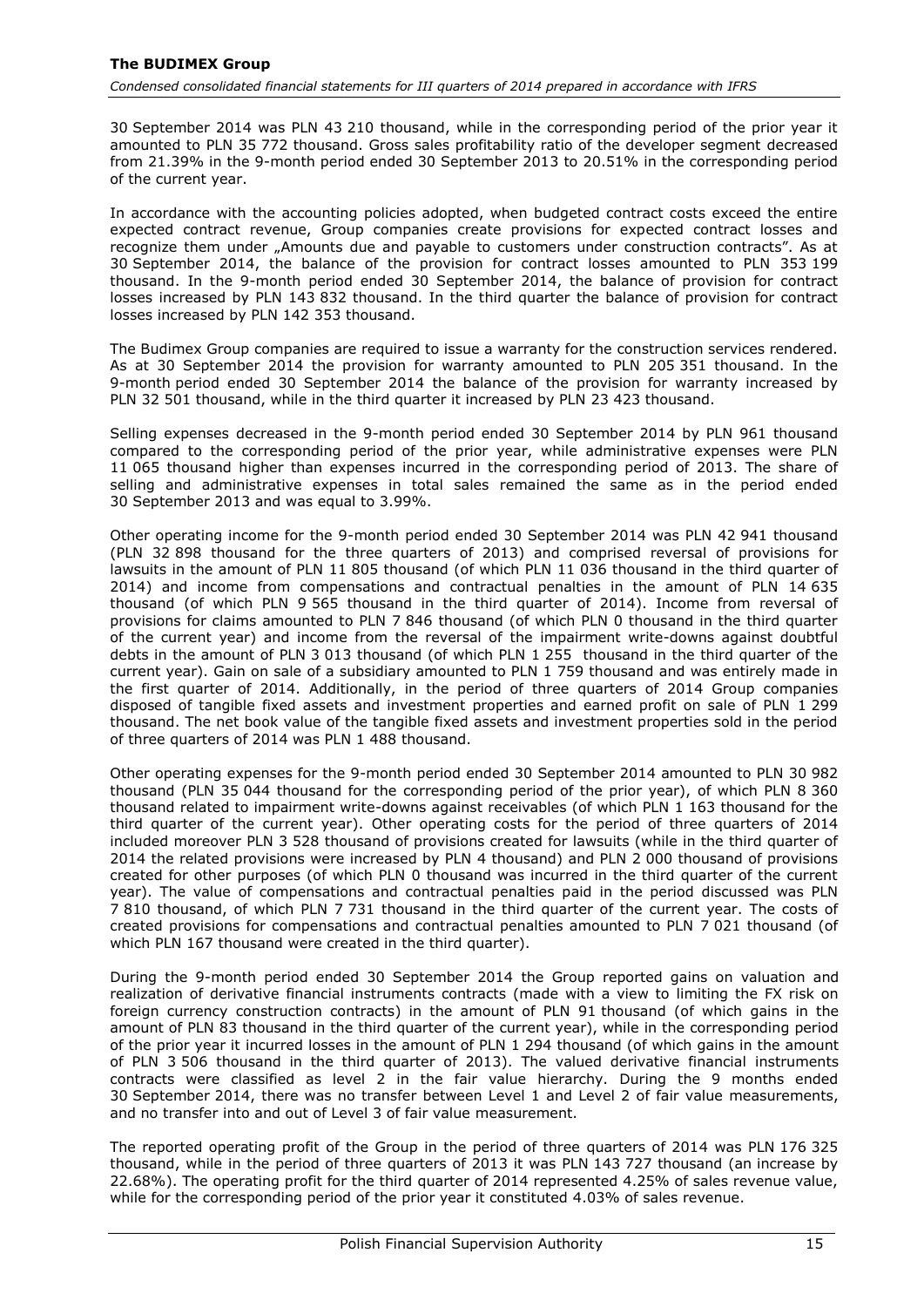30 September 2014 was PLN 43 210 thousand, while in the corresponding period of the prior year it amounted to PLN 35 772 thousand. Gross sales profitability ratio of the developer segment decreased from 21.39% in the 9-month period ended 30 September 2013 to 20.51% in the corresponding period of the current year.

In accordance with the accounting policies adopted, when budgeted contract costs exceed the entire expected contract revenue, Group companies create provisions for expected contract losses and recognize them under „Amounts due and payable to customers under construction contracts". As at 30 September 2014, the balance of the provision for contract losses amounted to PLN 353 199 thousand. In the 9-month period ended 30 September 2014, the balance of provision for contract losses increased by PLN 143 832 thousand. In the third quarter the balance of provision for contract losses increased by PLN 142 353 thousand.

The Budimex Group companies are required to issue a warranty for the construction services rendered. As at 30 September 2014 the provision for warranty amounted to PLN 205 351 thousand. In the 9-month period ended 30 September 2014 the balance of the provision for warranty increased by PLN 32 501 thousand, while in the third quarter it increased by PLN 23 423 thousand.

Selling expenses decreased in the 9-month period ended 30 September 2014 by PLN 961 thousand compared to the corresponding period of the prior year, while administrative expenses were PLN 11 065 thousand higher than expenses incurred in the corresponding period of 2013. The share of selling and administrative expenses in total sales remained the same as in the period ended 30 September 2013 and was equal to 3.99%.

Other operating income for the 9-month period ended 30 September 2014 was PLN 42 941 thousand (PLN 32 898 thousand for the three quarters of 2013) and comprised reversal of provisions for lawsuits in the amount of PLN 11 805 thousand (of which PLN 11 036 thousand in the third quarter of 2014) and income from compensations and contractual penalties in the amount of PLN 14 635 thousand (of which PLN 9 565 thousand in the third quarter of 2014). Income from reversal of provisions for claims amounted to PLN 7 846 thousand (of which PLN 0 thousand in the third quarter of the current year) and income from the reversal of the impairment write-downs against doubtful debts in the amount of PLN 3 013 thousand (of which PLN 1 255 thousand in the third quarter of the current year). Gain on sale of a subsidiary amounted to PLN 1 759 thousand and was entirely made in the first quarter of 2014. Additionally, in the period of three quarters of 2014 Group companies disposed of tangible fixed assets and investment properties and earned profit on sale of PLN 1 299 thousand. The net book value of the tangible fixed assets and investment properties sold in the period of three quarters of 2014 was PLN 1 488 thousand.

Other operating expenses for the 9-month period ended 30 September 2014 amounted to PLN 30 982 thousand (PLN 35 044 thousand for the corresponding period of the prior year), of which PLN 8 360 thousand related to impairment write-downs against receivables (of which PLN 1 163 thousand for the third quarter of the current year). Other operating costs for the period of three quarters of 2014 included moreover PLN 3 528 thousand of provisions created for lawsuits (while in the third quarter of 2014 the related provisions were increased by PLN 4 thousand) and PLN 2 000 thousand of provisions created for other purposes (of which PLN 0 thousand was incurred in the third quarter of the current year). The value of compensations and contractual penalties paid in the period discussed was PLN 7 810 thousand, of which PLN 7 731 thousand in the third quarter of the current year. The costs of created provisions for compensations and contractual penalties amounted to PLN 7 021 thousand (of which PLN 167 thousand were created in the third quarter).

During the 9-month period ended 30 September 2014 the Group reported gains on valuation and realization of derivative financial instruments contracts (made with a view to limiting the FX risk on foreign currency construction contracts) in the amount of PLN 91 thousand (of which gains in the amount of PLN 83 thousand in the third quarter of the current year), while in the corresponding period of the prior year it incurred losses in the amount of PLN 1 294 thousand (of which gains in the amount of PLN 3 506 thousand in the third quarter of 2013). The valued derivative financial instruments contracts were classified as level 2 in the fair value hierarchy. During the 9 months ended 30 September 2014, there was no transfer between Level 1 and Level 2 of fair value measurements, and no transfer into and out of Level 3 of fair value measurement.

The reported operating profit of the Group in the period of three quarters of 2014 was PLN 176 325 thousand, while in the period of three quarters of 2013 it was PLN 143 727 thousand (an increase by 22.68%). The operating profit for the third quarter of 2014 represented 4.25% of sales revenue value, while for the corresponding period of the prior year it constituted 4.03% of sales revenue.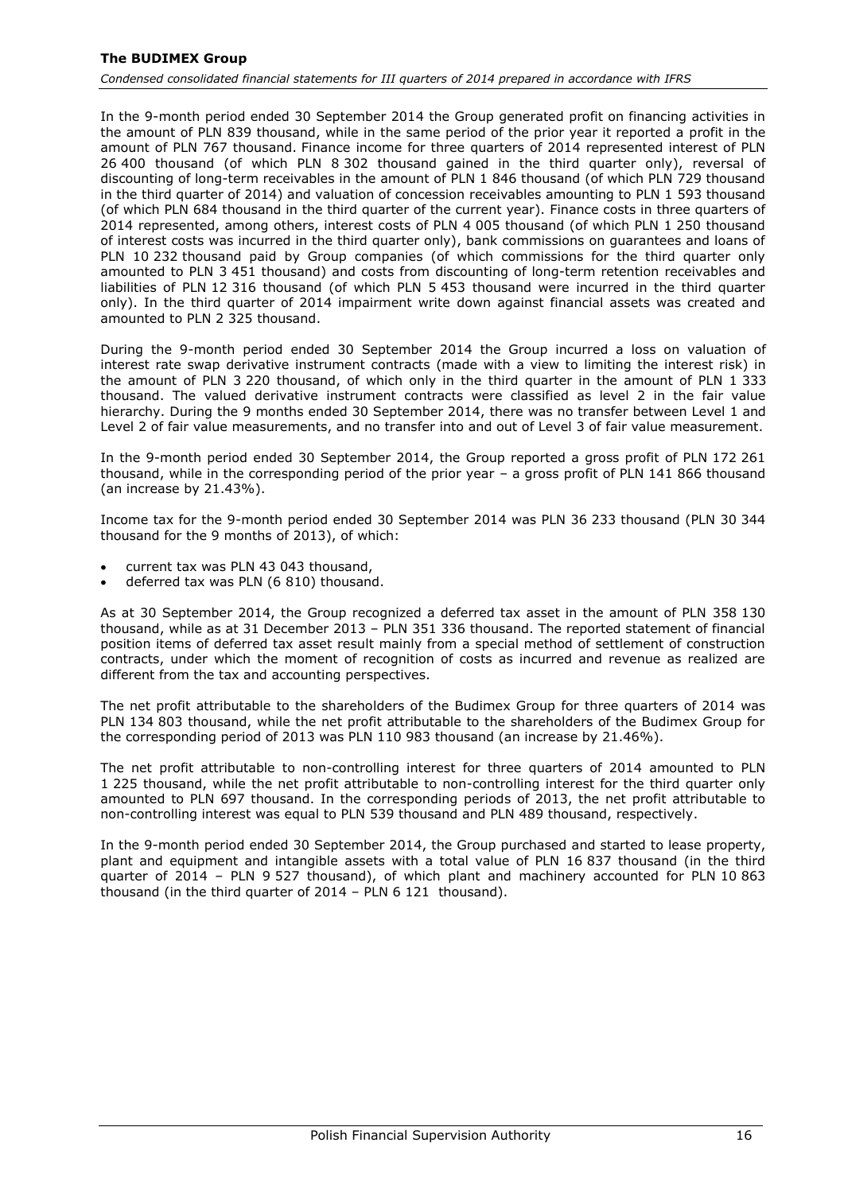In the 9-month period ended 30 September 2014 the Group generated profit on financing activities in the amount of PLN 839 thousand, while in the same period of the prior year it reported a profit in the amount of PLN 767 thousand. Finance income for three quarters of 2014 represented interest of PLN 26 400 thousand (of which PLN 8 302 thousand gained in the third quarter only), reversal of discounting of long-term receivables in the amount of PLN 1 846 thousand (of which PLN 729 thousand in the third quarter of 2014) and valuation of concession receivables amounting to PLN 1 593 thousand (of which PLN 684 thousand in the third quarter of the current year). Finance costs in three quarters of 2014 represented, among others, interest costs of PLN 4 005 thousand (of which PLN 1 250 thousand of interest costs was incurred in the third quarter only), bank commissions on guarantees and loans of PLN 10 232 thousand paid by Group companies (of which commissions for the third quarter only amounted to PLN 3 451 thousand) and costs from discounting of long-term retention receivables and liabilities of PLN 12 316 thousand (of which PLN 5 453 thousand were incurred in the third quarter only). In the third quarter of 2014 impairment write down against financial assets was created and amounted to PLN 2 325 thousand.

During the 9-month period ended 30 September 2014 the Group incurred a loss on valuation of interest rate swap derivative instrument contracts (made with a view to limiting the interest risk) in the amount of PLN 3 220 thousand, of which only in the third quarter in the amount of PLN 1 333 thousand. The valued derivative instrument contracts were classified as level 2 in the fair value hierarchy. During the 9 months ended 30 September 2014, there was no transfer between Level 1 and Level 2 of fair value measurements, and no transfer into and out of Level 3 of fair value measurement.

In the 9-month period ended 30 September 2014, the Group reported a gross profit of PLN 172 261 thousand, while in the corresponding period of the prior year – a gross profit of PLN 141 866 thousand (an increase by 21.43%).

Income tax for the 9-month period ended 30 September 2014 was PLN 36 233 thousand (PLN 30 344 thousand for the 9 months of 2013), of which:

- current tax was PLN 43 043 thousand,
- deferred tax was PLN (6 810) thousand.

As at 30 September 2014, the Group recognized a deferred tax asset in the amount of PLN 358 130 thousand, while as at 31 December 2013 – PLN 351 336 thousand. The reported statement of financial position items of deferred tax asset result mainly from a special method of settlement of construction contracts, under which the moment of recognition of costs as incurred and revenue as realized are different from the tax and accounting perspectives.

The net profit attributable to the shareholders of the Budimex Group for three quarters of 2014 was PLN 134 803 thousand, while the net profit attributable to the shareholders of the Budimex Group for the corresponding period of 2013 was PLN 110 983 thousand (an increase by 21.46%).

The net profit attributable to non-controlling interest for three quarters of 2014 amounted to PLN 1 225 thousand, while the net profit attributable to non-controlling interest for the third quarter only amounted to PLN 697 thousand. In the corresponding periods of 2013, the net profit attributable to non-controlling interest was equal to PLN 539 thousand and PLN 489 thousand, respectively.

In the 9-month period ended 30 September 2014, the Group purchased and started to lease property, plant and equipment and intangible assets with a total value of PLN 16 837 thousand (in the third quarter of 2014 – PLN 9 527 thousand), of which plant and machinery accounted for PLN 10 863 thousand (in the third quarter of 2014 – PLN 6 121 thousand).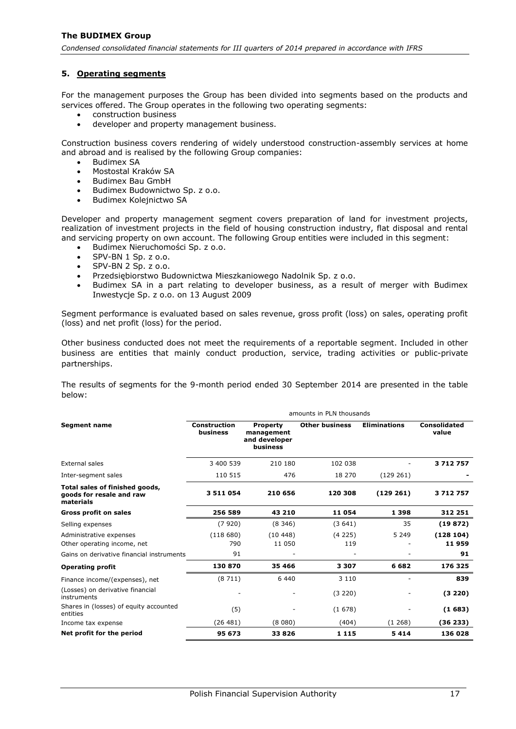## 5. Operating segments

For the management purposes the Group has been divided into segments based on the products and services offered. The Group operates in the following two operating segments:

- construction business
- developer and property management business.

Construction business covers rendering of widely understood construction-assembly services at home and abroad and is realised by the following Group companies:

- Budimex SA
- Mostostal Kraków SA
- Budimex Bau GmbH
- Budimex Budownictwo Sp. z o.o.
- Budimex Kolejnictwo SA

Developer and property management segment covers preparation of land for investment projects, realization of investment projects in the field of housing construction industry, flat disposal and rental and servicing property on own account. The following Group entities were included in this segment:

- Budimex Nieruchomości Sp. z o.o.
- SPV-BN 1 Sp. z o.o.
- SPV-BN 2 Sp. z o.o.
- Przedsiębiorstwo Budownictwa Mieszkaniowego Nadolnik Sp. z o.o.
- Budimex SA in a part relating to developer business, as a result of merger with Budimex Inwestycje Sp. z o.o. on 13 August 2009

Segment performance is evaluated based on sales revenue, gross profit (loss) on sales, operating profit (loss) and net profit (loss) for the period.

Other business conducted does not meet the requirements of a reportable segment. Included in other business are entities that mainly conduct production, service, trading activities or public-private partnerships.

The results of segments for the 9-month period ended 30 September 2014 are presented in the table below:

| | amounts in PLN thousands | | | | |
|---|---|---|---|---|---|
| **Segment name** | **Construction business** | **Property management and developer business** | **Other business** | **Eliminations** | **Consolidated value** |
| External sales | 3 400 539 | 210 180 | 102 038 | - | **3 712 757** |
| Inter-segment sales | 110 515 | 476 | 18 270 | (129 261) | **-** |
| **Total sales of finished goods, goods for resale and raw materials** | **3 511 054** | **210 656** | **120 308** | **(129 261)** | **3 712 757** |
| **Gross profit on sales** | **256 589** | **43 210** | **11 054** | **1 398** | **312 251** |
| Selling expenses | (7 920) | (8 346) | (3 641) | 35 | **(19 872)** |
| Administrative expenses | (118 680) | (10 448) | (4 225) | 5 249 | **(128 104)** |
| Other operating income, net | 790 | 11 050 | 119 | - | **11 959** |
| Gains on derivative financial instruments | 91 | - | - | - | **91** |
| **Operating profit** | **130 870** | **35 466** | **3 307** | **6 682** | **176 325** |
| Finance income/(expenses), net | (8 711) | 6 440 | 3 110 | - | **839** |
| (Losses) on derivative financial instruments | - | - | (3 220) | - | **(3 220)** |
| Shares in (losses) of equity accounted entities | (5) | - | (1 678) | - | **(1 683)** |
| Income tax expense | (26 481) | (8 080) | (404) | (1 268) | **(36 233)** |
| **Net profit for the period** | **95 673** | **33 826** | **1 115** | **5 414** | **136 028** |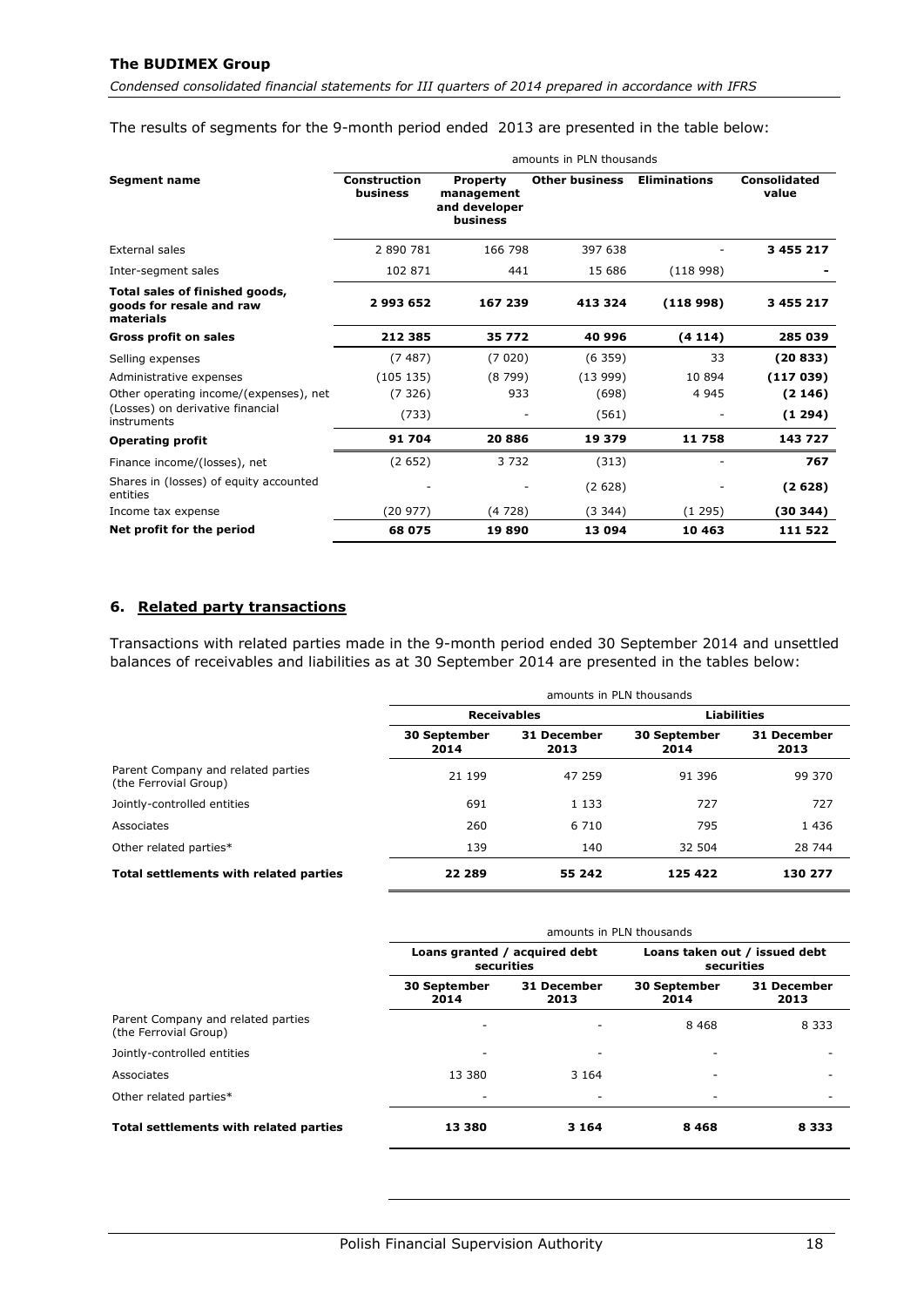The results of segments for the 9-month period ended 2013 are presented in the table below:

| Segment name | Construction business | Property management and developer business | Other business | Eliminations | Consolidated value |
|---|---|---|---|---|---|
| | amounts in PLN thousands | | | | |
| External sales | 2 890 781 | 166 798 | 397 638 | - | **3 455 217** |
| Inter-segment sales | 102 871 | 441 | 15 686 | (118 998) | **-** |
| **Total sales of finished goods, goods for resale and raw materials** | **2 993 652** | **167 239** | **413 324** | **(118 998)** | **3 455 217** |
| **Gross profit on sales** | **212 385** | **35 772** | **40 996** | **(4 114)** | **285 039** |
| Selling expenses | (7 487) | (7 020) | (6 359) | 33 | **(20 833)** |
| Administrative expenses | (105 135) | (8 799) | (13 999) | 10 894 | **(117 039)** |
| Other operating income/(expenses), net | (7 326) | 933 | (698) | 4 945 | **(2 146)** |
| (Losses) on derivative financial instruments | (733) | - | (561) | - | **(1 294)** |
| **Operating profit** | **91 704** | **20 886** | **19 379** | **11 758** | **143 727** |
| Finance income/(losses), net | (2 652) | 3 732 | (313) | - | **767** |
| Shares in (losses) of equity accounted entities | - | - | (2 628) | - | **(2 628)** |
| Income tax expense | (20 977) | (4 728) | (3 344) | (1 295) | **(30 344)** |
| **Net profit for the period** | **68 075** | **19 890** | **13 094** | **10 463** | **111 522** |

## 6. Related party transactions

Transactions with related parties made in the 9-month period ended 30 September 2014 and unsettled balances of receivables and liabilities as at 30 September 2014 are presented in the tables below:

| | amounts in PLN thousands | | | |
|---|---|---|---|---|
| | **Receivables** | | **Liabilities** | |
| | **30 September 2014** | **31 December 2013** | **30 September 2014** | **31 December 2013** |
| Parent Company and related parties (the Ferrovial Group) | 21 199 | 47 259 | 91 396 | 99 370 |
| Jointly-controlled entities | 691 | 1 133 | 727 | 727 |
| Associates | 260 | 6 710 | 795 | 1 436 |
| Other related parties* | 139 | 140 | 32 504 | 28 744 |
| **Total settlements with related parties** | **22 289** | **55 242** | **125 422** | **130 277** |

| | amounts in PLN thousands | | | |
|---|---|---|---|---|
| | **Loans granted / acquired debt securities** | | **Loans taken out / issued debt securities** | |
| | **30 September 2014** | **31 December 2013** | **30 September 2014** | **31 December 2013** |
| Parent Company and related parties (the Ferrovial Group) | - | - | 8 468 | 8 333 |
| Jointly-controlled entities | - | - | - | - |
| Associates | 13 380 | 3 164 | - | - |
| Other related parties* | - | - | - | - |
| **Total settlements with related parties** | **13 380** | **3 164** | **8 468** | **8 333** |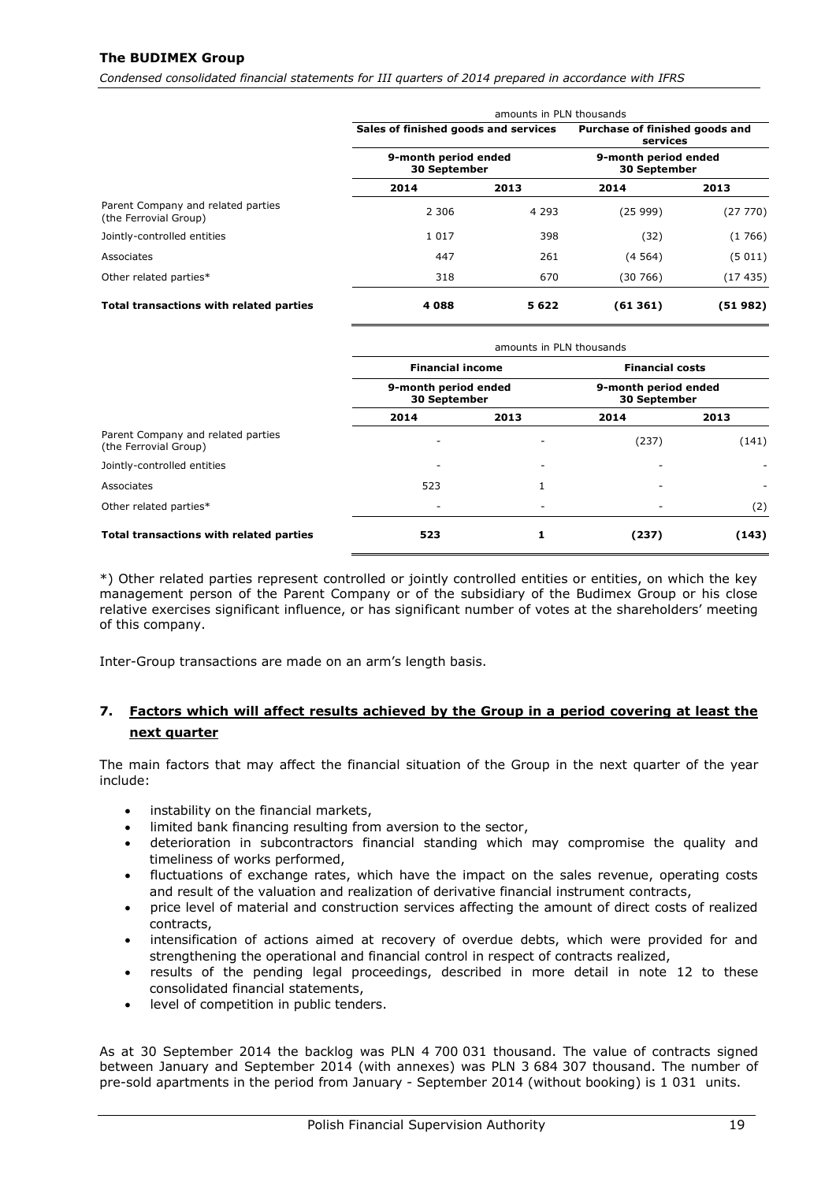|  | amounts in PLN thousands | | | |
| --- | --- | --- | --- | --- |
|  | Sales of finished goods and services | | Purchase of finished goods and services | |
|  | 9-month period ended 30 September | | 9-month period ended 30 September | |
|  | 2014 | 2013 | 2014 | 2013 |
| Parent Company and related parties (the Ferrovial Group) | 2 306 | 4 293 | (25 999) | (27 770) |
| Jointly-controlled entities | 1 017 | 398 | (32) | (1 766) |
| Associates | 447 | 261 | (4 564) | (5 011) |
| Other related parties* | 318 | 670 | (30 766) | (17 435) |
| **Total transactions with related parties** | **4 088** | **5 622** | **(61 361)** | **(51 982)** |

|  | amounts in PLN thousands | | | |
| --- | --- | --- | --- | --- |
|  | Financial income | | Financial costs | |
|  | 9-month period ended 30 September | | 9-month period ended 30 September | |
|  | 2014 | 2013 | 2014 | 2013 |
| Parent Company and related parties (the Ferrovial Group) | - | - | (237) | (141) |
| Jointly-controlled entities | - | - | - | - |
| Associates | 523 | 1 | - | - |
| Other related parties* | - | - | - | (2) |
| **Total transactions with related parties** | **523** | **1** | **(237)** | **(143)** |

*) Other related parties represent controlled or jointly controlled entities or entities, on which the key management person of the Parent Company or of the subsidiary of the Budimex Group or his close relative exercises significant influence, or has significant number of votes at the shareholders' meeting of this company.

Inter-Group transactions are made on an arm's length basis.

## 7. Factors which will affect results achieved by the Group in a period covering at least the next quarter

The main factors that may affect the financial situation of the Group in the next quarter of the year include:

- instability on the financial markets,
- limited bank financing resulting from aversion to the sector,
- deterioration in subcontractors financial standing which may compromise the quality and timeliness of works performed,
- fluctuations of exchange rates, which have the impact on the sales revenue, operating costs and result of the valuation and realization of derivative financial instrument contracts,
- price level of material and construction services affecting the amount of direct costs of realized contracts,
- intensification of actions aimed at recovery of overdue debts, which were provided for and strengthening the operational and financial control in respect of contracts realized,
- results of the pending legal proceedings, described in more detail in note 12 to these consolidated financial statements,
- level of competition in public tenders.

As at 30 September 2014 the backlog was PLN 4 700 031 thousand. The value of contracts signed between January and September 2014 (with annexes) was PLN 3 684 307 thousand. The number of pre-sold apartments in the period from January - September 2014 (without booking) is 1 031 units.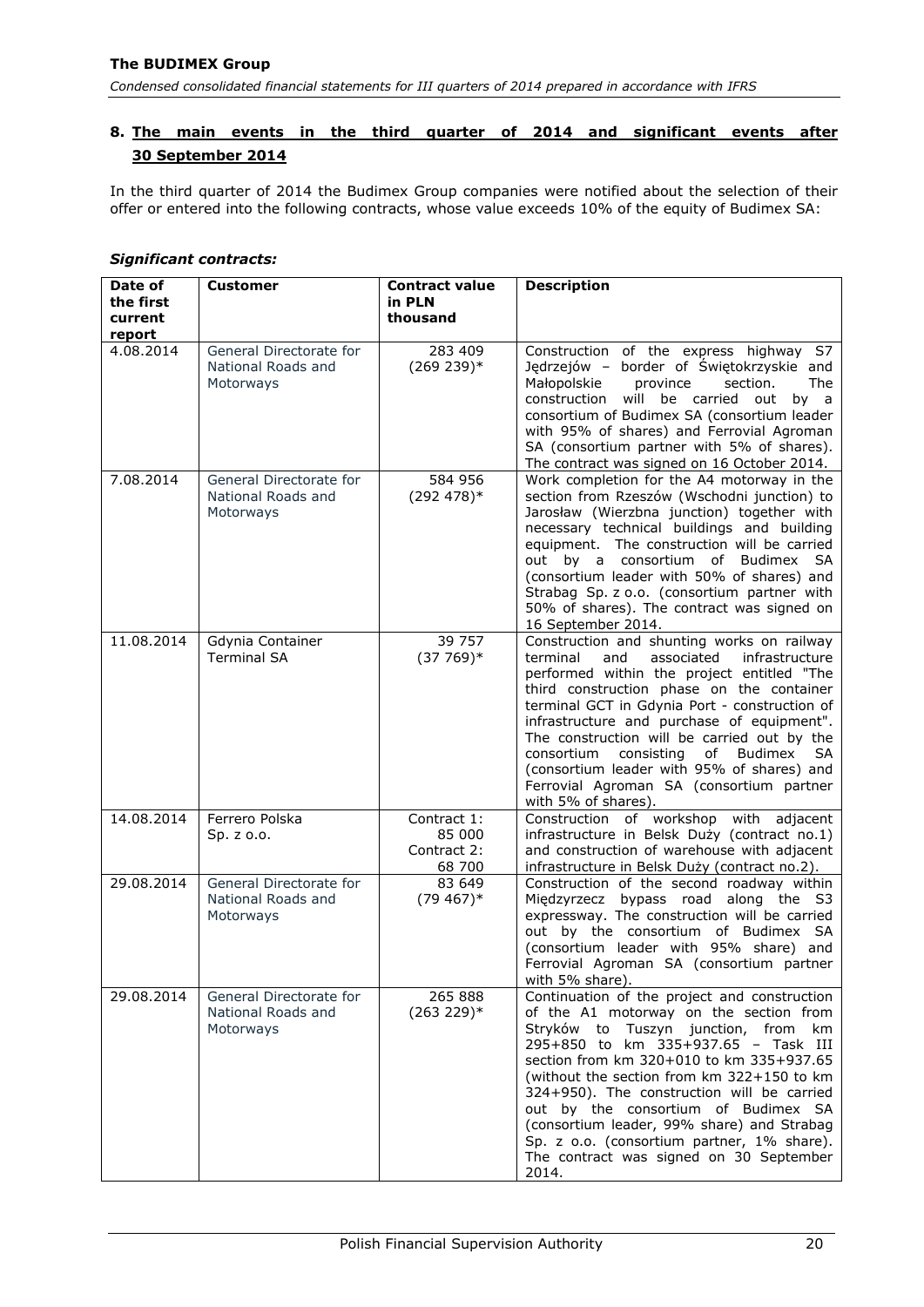## 8. The main events in the third quarter of 2014 and significant events after 30 September 2014

In the third quarter of 2014 the Budimex Group companies were notified about the selection of their offer or entered into the following contracts, whose value exceeds 10% of the equity of Budimex SA:

***Significant contracts:***

| Date of the first current report | Customer | Contract value in PLN thousand | Description |
|---|---|---|---|
| 4.08.2014 | General Directorate for National Roads and Motorways | 283 409 (269 239)* | Construction of the express highway S7 Jędrzejów – border of Świętokrzyskie and Małopolskie province section. The construction will be carried out by a consortium of Budimex SA (consortium leader with 95% of shares) and Ferrovial Agroman SA (consortium partner with 5% of shares). The contract was signed on 16 October 2014. |
| 7.08.2014 | General Directorate for National Roads and Motorways | 584 956 (292 478)* | Work completion for the A4 motorway in the section from Rzeszów (Wschodni junction) to Jarosław (Wierzbna junction) together with necessary technical buildings and building equipment. The construction will be carried out by a consortium of Budimex SA (consortium leader with 50% of shares) and Strabag Sp. z o.o. (consortium partner with 50% of shares). The contract was signed on 16 September 2014. |
| 11.08.2014 | Gdynia Container Terminal SA | 39 757 (37 769)* | Construction and shunting works on railway terminal and associated infrastructure performed within the project entitled "The third construction phase on the container terminal GCT in Gdynia Port - construction of infrastructure and purchase of equipment". The construction will be carried out by the consortium consisting of Budimex SA (consortium leader with 95% of shares) and Ferrovial Agroman SA (consortium partner with 5% of shares). |
| 14.08.2014 | Ferrero Polska Sp. z o.o. | Contract 1: 85 000 Contract 2: 68 700 | Construction of workshop with adjacent infrastructure in Belsk Duży (contract no.1) and construction of warehouse with adjacent infrastructure in Belsk Duży (contract no.2). |
| 29.08.2014 | General Directorate for National Roads and Motorways | 83 649 (79 467)* | Construction of the second roadway within Międzyrzecz bypass road along the S3 expressway. The construction will be carried out by the consortium of Budimex SA (consortium leader with 95% share) and Ferrovial Agroman SA (consortium partner with 5% share). |
| 29.08.2014 | General Directorate for National Roads and Motorways | 265 888 (263 229)* | Continuation of the project and construction of the A1 motorway on the section from Stryków to Tuszyn junction, from km 295+850 to km 335+937.65 – Task III section from km 320+010 to km 335+937.65 (without the section from km 322+150 to km 324+950). The construction will be carried out by the consortium of Budimex SA (consortium leader, 99% share) and Strabag Sp. z o.o. (consortium partner, 1% share). The contract was signed on 30 September 2014. |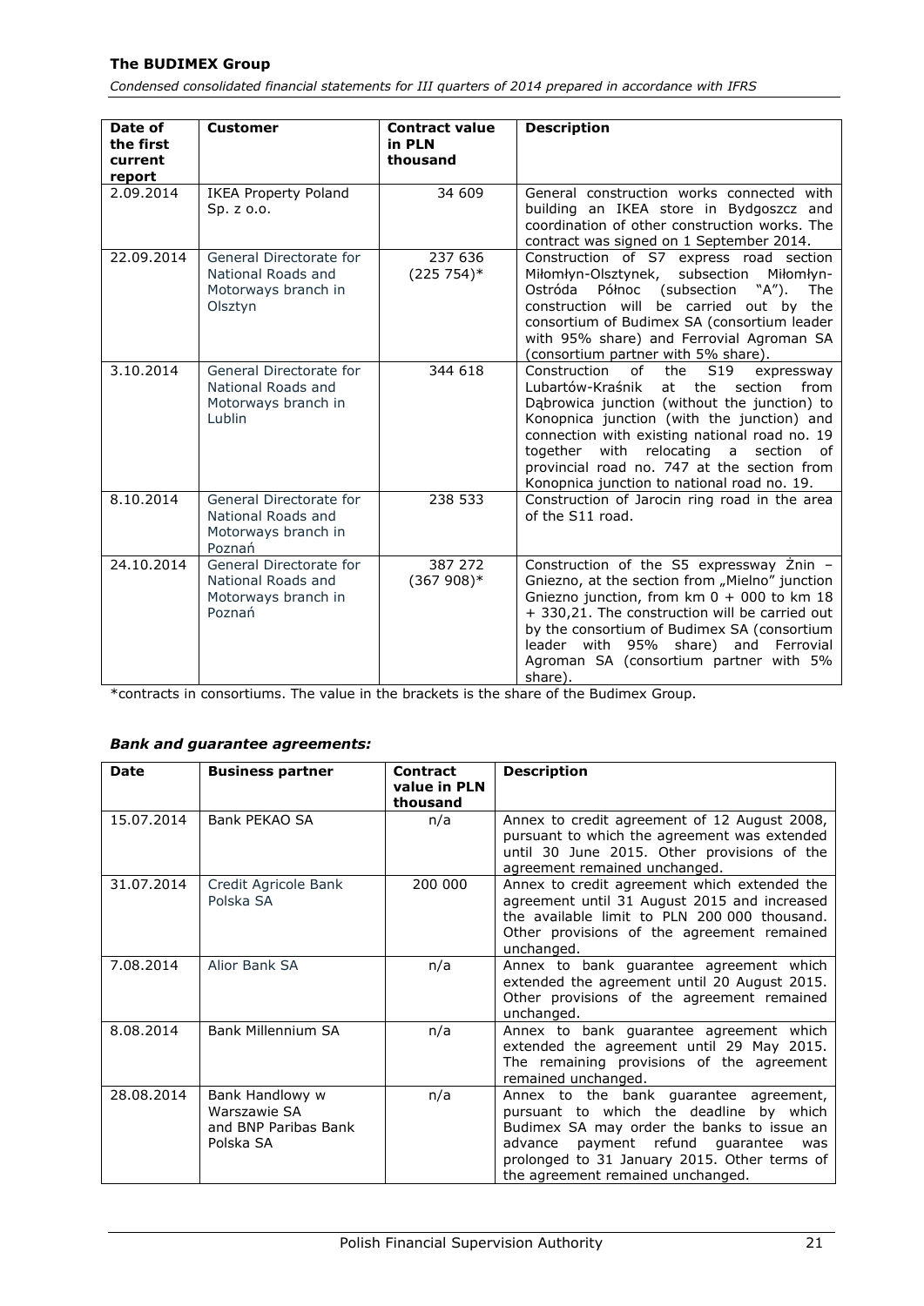| Date of the first current report | Customer | Contract value in PLN thousand | Description |
|---|---|---|---|
| 2.09.2014 | IKEA Property Poland Sp. z o.o. | 34 609 | General construction works connected with building an IKEA store in Bydgoszcz and coordination of other construction works. The contract was signed on 1 September 2014. |
| 22.09.2014 | General Directorate for National Roads and Motorways branch in Olsztyn | 237 636 (225 754)* | Construction of S7 express road section Miłomłyn-Olsztynek, subsection Miłomłyn-Ostróda Północ (subsection "A"). The construction will be carried out by the consortium of Budimex SA (consortium leader with 95% share) and Ferrovial Agroman SA (consortium partner with 5% share). |
| 3.10.2014 | General Directorate for National Roads and Motorways branch in Lublin | 344 618 | Construction of the S19 expressway Lubartów-Kraśnik at the section from Dąbrowica junction (without the junction) to Konopnica junction (with the junction) and connection with existing national road no. 19 together with relocating a section of provincial road no. 747 at the section from Konopnica junction to national road no. 19. |
| 8.10.2014 | General Directorate for National Roads and Motorways branch in Poznań | 238 533 | Construction of Jarocin ring road in the area of the S11 road. |
| 24.10.2014 | General Directorate for National Roads and Motorways branch in Poznań | 387 272 (367 908)* | Construction of the S5 expressway Żnin – Gniezno, at the section from „Mielno" junction Gniezno junction, from km 0 + 000 to km 18 + 330,21. The construction will be carried out by the consortium of Budimex SA (consortium leader with 95% share) and Ferrovial Agroman SA (consortium partner with 5% share). |

*contracts in consortiums. The value in the brackets is the share of the Budimex Group.

***Bank and guarantee agreements:***

| Date | Business partner | Contract value in PLN thousand | Description |
|---|---|---|---|
| 15.07.2014 | Bank PEKAO SA | n/a | Annex to credit agreement of 12 August 2008, pursuant to which the agreement was extended until 30 June 2015. Other provisions of the agreement remained unchanged. |
| 31.07.2014 | Credit Agricole Bank Polska SA | 200 000 | Annex to credit agreement which extended the agreement until 31 August 2015 and increased the available limit to PLN 200 000 thousand. Other provisions of the agreement remained unchanged. |
| 7.08.2014 | Alior Bank SA | n/a | Annex to bank guarantee agreement which extended the agreement until 20 August 2015. Other provisions of the agreement remained unchanged. |
| 8.08.2014 | Bank Millennium SA | n/a | Annex to bank guarantee agreement which extended the agreement until 29 May 2015. The remaining provisions of the agreement remained unchanged. |
| 28.08.2014 | Bank Handlowy w Warszawie SA and BNP Paribas Bank Polska SA | n/a | Annex to the bank guarantee agreement, pursuant to which the deadline by which Budimex SA may order the banks to issue an advance payment refund guarantee was prolonged to 31 January 2015. Other terms of the agreement remained unchanged. |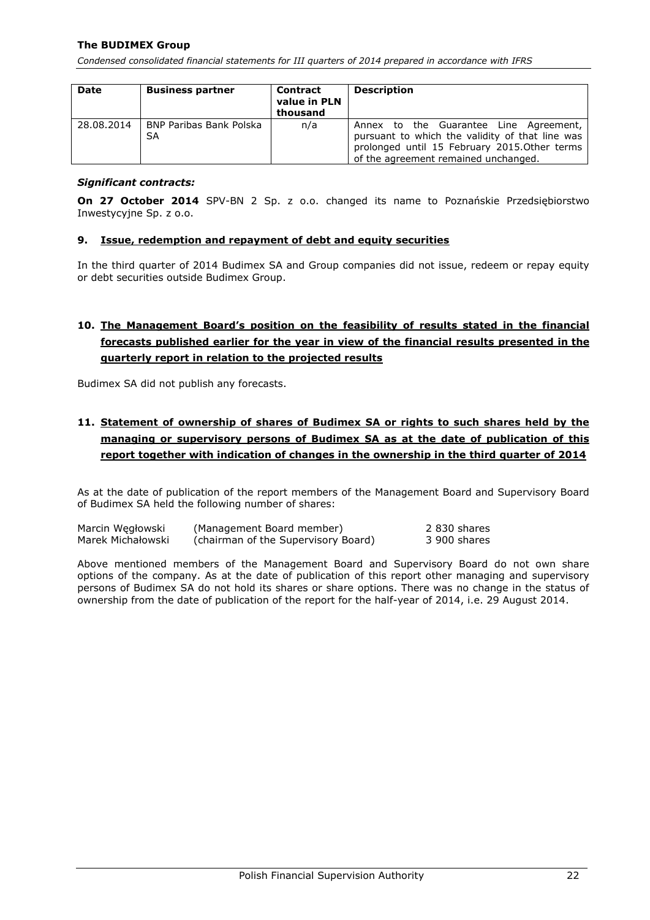| Date | Business partner | Contract value in PLN thousand | Description |
|---|---|---|---|
| 28.08.2014 | BNP Paribas Bank Polska SA | n/a | Annex to the Guarantee Line Agreement, pursuant to which the validity of that line was prolonged until 15 February 2015.Other terms of the agreement remained unchanged. |

***Significant contracts:***

**On 27 October 2014** SPV-BN 2 Sp. z o.o. changed its name to Poznańskie Przedsiębiorstwo Inwestycyjne Sp. z o.o.

## 9. Issue, redemption and repayment of debt and equity securities

In the third quarter of 2014 Budimex SA and Group companies did not issue, redeem or repay equity or debt securities outside Budimex Group.

## 10. The Management Board's position on the feasibility of results stated in the financial forecasts published earlier for the year in view of the financial results presented in the quarterly report in relation to the projected results

Budimex SA did not publish any forecasts.

## 11. Statement of ownership of shares of Budimex SA or rights to such shares held by the managing or supervisory persons of Budimex SA as at the date of publication of this report together with indication of changes in the ownership in the third quarter of 2014

As at the date of publication of the report members of the Management Board and Supervisory Board of Budimex SA held the following number of shares:

| | | |
|---|---|---|
| Marcin Węgłowski | (Management Board member) | 2 830 shares |
| Marek Michałowski | (chairman of the Supervisory Board) | 3 900 shares |

Above mentioned members of the Management Board and Supervisory Board do not own share options of the company. As at the date of publication of this report other managing and supervisory persons of Budimex SA do not hold its shares or share options. There was no change in the status of ownership from the date of publication of the report for the half-year of 2014, i.e. 29 August 2014.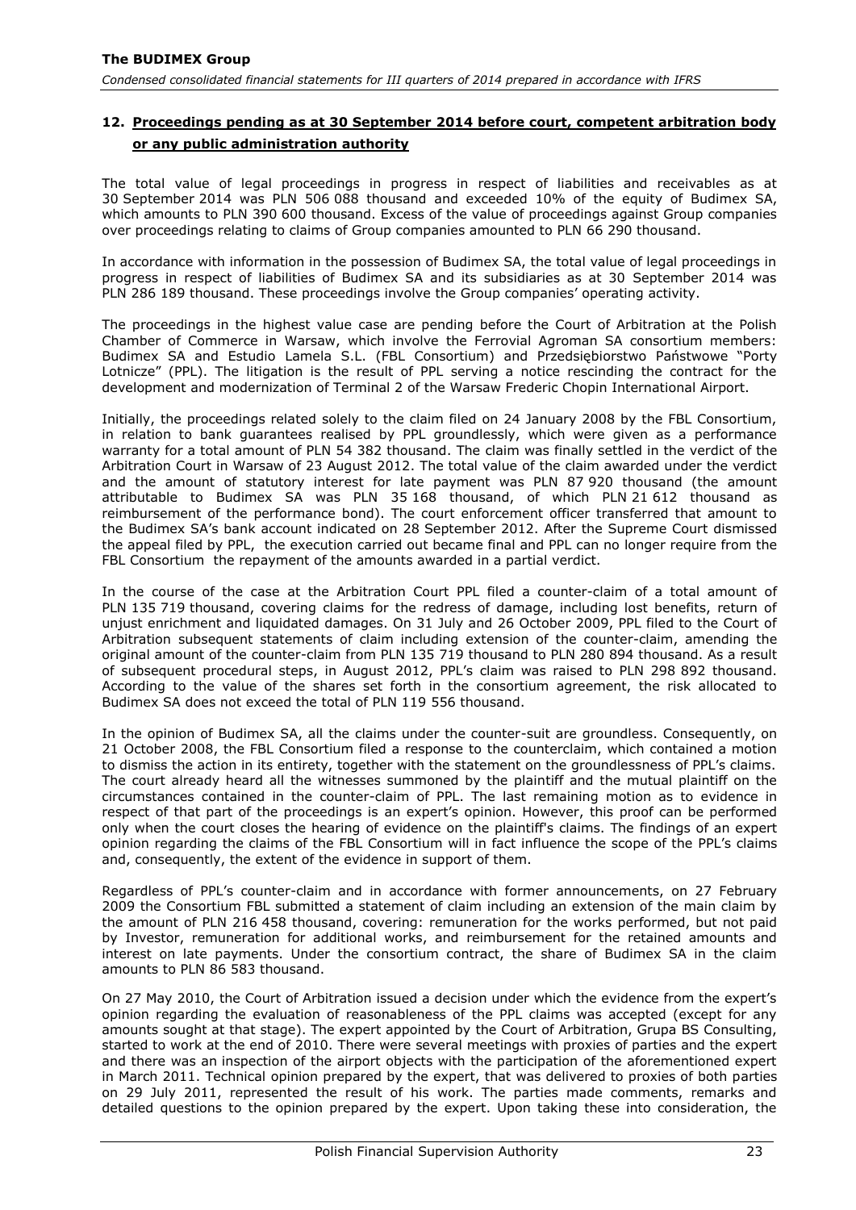## 12. Proceedings pending as at 30 September 2014 before court, competent arbitration body or any public administration authority

The total value of legal proceedings in progress in respect of liabilities and receivables as at 30 September 2014 was PLN 506 088 thousand and exceeded 10% of the equity of Budimex SA, which amounts to PLN 390 600 thousand. Excess of the value of proceedings against Group companies over proceedings relating to claims of Group companies amounted to PLN 66 290 thousand.

In accordance with information in the possession of Budimex SA, the total value of legal proceedings in progress in respect of liabilities of Budimex SA and its subsidiaries as at 30 September 2014 was PLN 286 189 thousand. These proceedings involve the Group companies' operating activity.

The proceedings in the highest value case are pending before the Court of Arbitration at the Polish Chamber of Commerce in Warsaw, which involve the Ferrovial Agroman SA consortium members: Budimex SA and Estudio Lamela S.L. (FBL Consortium) and Przedsiębiorstwo Państwowe "Porty Lotnicze" (PPL). The litigation is the result of PPL serving a notice rescinding the contract for the development and modernization of Terminal 2 of the Warsaw Frederic Chopin International Airport.

Initially, the proceedings related solely to the claim filed on 24 January 2008 by the FBL Consortium, in relation to bank guarantees realised by PPL groundlessly, which were given as a performance warranty for a total amount of PLN 54 382 thousand. The claim was finally settled in the verdict of the Arbitration Court in Warsaw of 23 August 2012. The total value of the claim awarded under the verdict and the amount of statutory interest for late payment was PLN 87 920 thousand (the amount attributable to Budimex SA was PLN 35 168 thousand, of which PLN 21 612 thousand as reimbursement of the performance bond). The court enforcement officer transferred that amount to the Budimex SA's bank account indicated on 28 September 2012. After the Supreme Court dismissed the appeal filed by PPL, the execution carried out became final and PPL can no longer require from the FBL Consortium the repayment of the amounts awarded in a partial verdict.

In the course of the case at the Arbitration Court PPL filed a counter-claim of a total amount of PLN 135 719 thousand, covering claims for the redress of damage, including lost benefits, return of unjust enrichment and liquidated damages. On 31 July and 26 October 2009, PPL filed to the Court of Arbitration subsequent statements of claim including extension of the counter-claim, amending the original amount of the counter-claim from PLN 135 719 thousand to PLN 280 894 thousand. As a result of subsequent procedural steps, in August 2012, PPL's claim was raised to PLN 298 892 thousand. According to the value of the shares set forth in the consortium agreement, the risk allocated to Budimex SA does not exceed the total of PLN 119 556 thousand.

In the opinion of Budimex SA, all the claims under the counter-suit are groundless. Consequently, on 21 October 2008, the FBL Consortium filed a response to the counterclaim, which contained a motion to dismiss the action in its entirety, together with the statement on the groundlessness of PPL's claims. The court already heard all the witnesses summoned by the plaintiff and the mutual plaintiff on the circumstances contained in the counter-claim of PPL. The last remaining motion as to evidence in respect of that part of the proceedings is an expert's opinion. However, this proof can be performed only when the court closes the hearing of evidence on the plaintiff's claims. The findings of an expert opinion regarding the claims of the FBL Consortium will in fact influence the scope of the PPL's claims and, consequently, the extent of the evidence in support of them.

Regardless of PPL's counter-claim and in accordance with former announcements, on 27 February 2009 the Consortium FBL submitted a statement of claim including an extension of the main claim by the amount of PLN 216 458 thousand, covering: remuneration for the works performed, but not paid by Investor, remuneration for additional works, and reimbursement for the retained amounts and interest on late payments. Under the consortium contract, the share of Budimex SA in the claim amounts to PLN 86 583 thousand.

On 27 May 2010, the Court of Arbitration issued a decision under which the evidence from the expert's opinion regarding the evaluation of reasonableness of the PPL claims was accepted (except for any amounts sought at that stage). The expert appointed by the Court of Arbitration, Grupa BS Consulting, started to work at the end of 2010. There were several meetings with proxies of parties and the expert and there was an inspection of the airport objects with the participation of the aforementioned expert in March 2011. Technical opinion prepared by the expert, that was delivered to proxies of both parties on 29 July 2011, represented the result of his work. The parties made comments, remarks and detailed questions to the opinion prepared by the expert. Upon taking these into consideration, the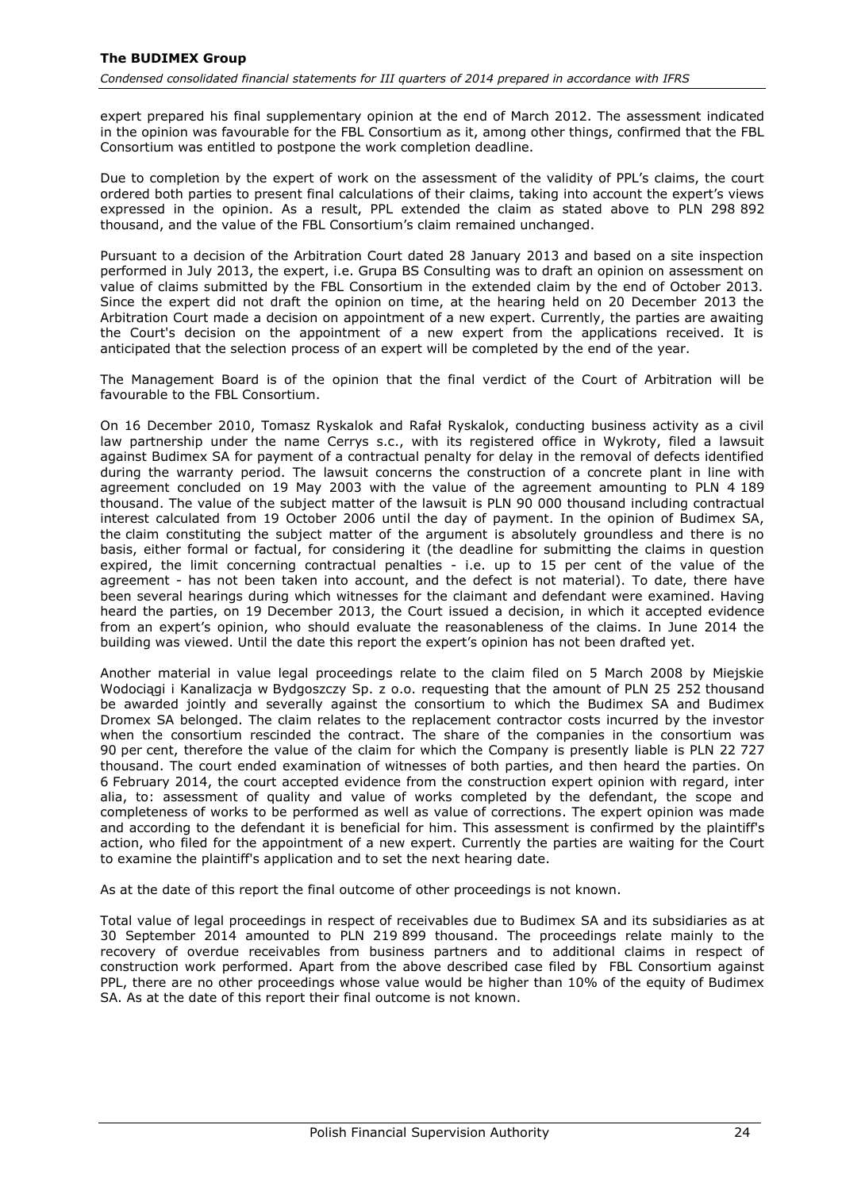expert prepared his final supplementary opinion at the end of March 2012. The assessment indicated in the opinion was favourable for the FBL Consortium as it, among other things, confirmed that the FBL Consortium was entitled to postpone the work completion deadline.

Due to completion by the expert of work on the assessment of the validity of PPL's claims, the court ordered both parties to present final calculations of their claims, taking into account the expert's views expressed in the opinion. As a result, PPL extended the claim as stated above to PLN 298 892 thousand, and the value of the FBL Consortium's claim remained unchanged.

Pursuant to a decision of the Arbitration Court dated 28 January 2013 and based on a site inspection performed in July 2013, the expert, i.e. Grupa BS Consulting was to draft an opinion on assessment on value of claims submitted by the FBL Consortium in the extended claim by the end of October 2013. Since the expert did not draft the opinion on time, at the hearing held on 20 December 2013 the Arbitration Court made a decision on appointment of a new expert. Currently, the parties are awaiting the Court's decision on the appointment of a new expert from the applications received. It is anticipated that the selection process of an expert will be completed by the end of the year.

The Management Board is of the opinion that the final verdict of the Court of Arbitration will be favourable to the FBL Consortium.

On 16 December 2010, Tomasz Ryskalok and Rafał Ryskalok, conducting business activity as a civil law partnership under the name Cerrys s.c., with its registered office in Wykroty, filed a lawsuit against Budimex SA for payment of a contractual penalty for delay in the removal of defects identified during the warranty period. The lawsuit concerns the construction of a concrete plant in line with agreement concluded on 19 May 2003 with the value of the agreement amounting to PLN 4 189 thousand. The value of the subject matter of the lawsuit is PLN 90 000 thousand including contractual interest calculated from 19 October 2006 until the day of payment. In the opinion of Budimex SA, the claim constituting the subject matter of the argument is absolutely groundless and there is no basis, either formal or factual, for considering it (the deadline for submitting the claims in question expired, the limit concerning contractual penalties - i.e. up to 15 per cent of the value of the agreement - has not been taken into account, and the defect is not material). To date, there have been several hearings during which witnesses for the claimant and defendant were examined. Having heard the parties, on 19 December 2013, the Court issued a decision, in which it accepted evidence from an expert's opinion, who should evaluate the reasonableness of the claims. In June 2014 the building was viewed. Until the date this report the expert's opinion has not been drafted yet.

Another material in value legal proceedings relate to the claim filed on 5 March 2008 by Miejskie Wodociągi i Kanalizacja w Bydgoszczy Sp. z o.o. requesting that the amount of PLN 25 252 thousand be awarded jointly and severally against the consortium to which the Budimex SA and Budimex Dromex SA belonged. The claim relates to the replacement contractor costs incurred by the investor when the consortium rescinded the contract. The share of the companies in the consortium was 90 per cent, therefore the value of the claim for which the Company is presently liable is PLN 22 727 thousand. The court ended examination of witnesses of both parties, and then heard the parties. On 6 February 2014, the court accepted evidence from the construction expert opinion with regard, inter alia, to: assessment of quality and value of works completed by the defendant, the scope and completeness of works to be performed as well as value of corrections. The expert opinion was made and according to the defendant it is beneficial for him. This assessment is confirmed by the plaintiff's action, who filed for the appointment of a new expert. Currently the parties are waiting for the Court to examine the plaintiff's application and to set the next hearing date.

As at the date of this report the final outcome of other proceedings is not known.

Total value of legal proceedings in respect of receivables due to Budimex SA and its subsidiaries as at 30 September 2014 amounted to PLN 219 899 thousand. The proceedings relate mainly to the recovery of overdue receivables from business partners and to additional claims in respect of construction work performed. Apart from the above described case filed by FBL Consortium against PPL, there are no other proceedings whose value would be higher than 10% of the equity of Budimex SA. As at the date of this report their final outcome is not known.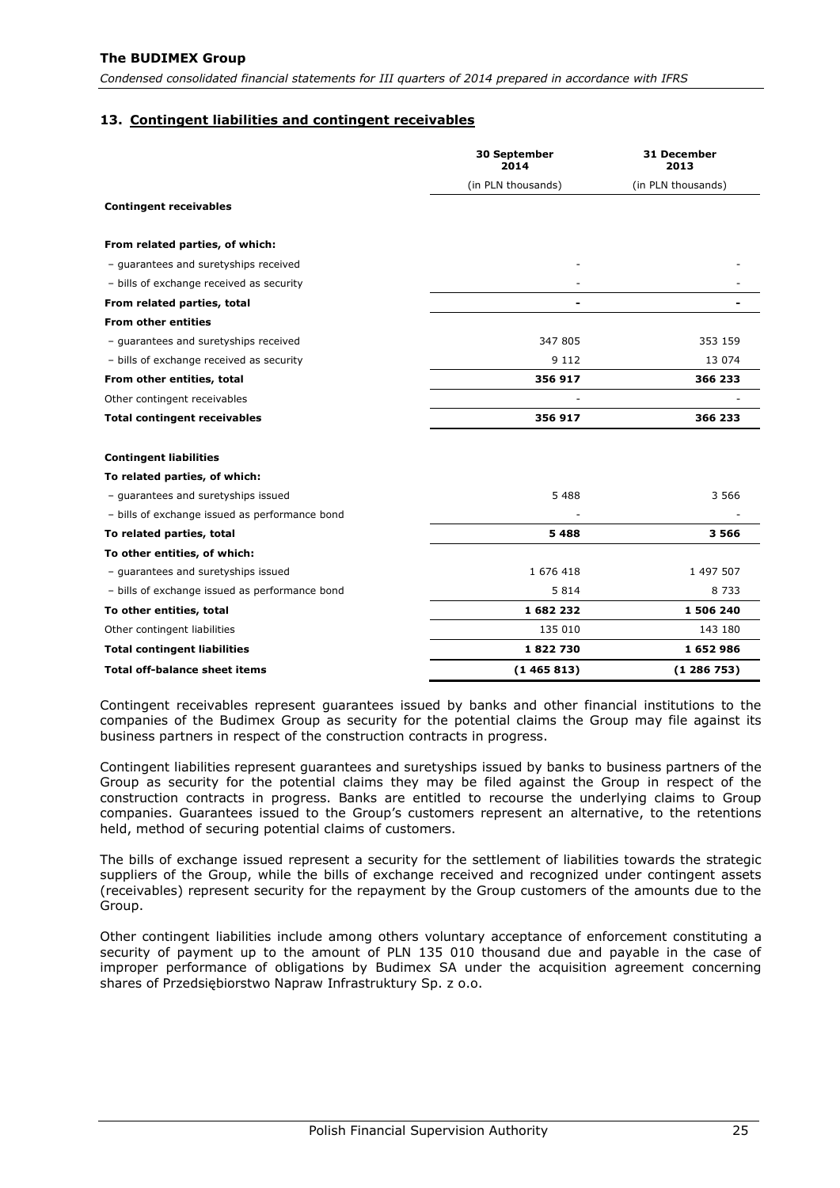## 13. Contingent liabilities and contingent receivables

| | 30 September 2014 | 31 December 2013 |
|---|---|---|
| | (in PLN thousands) | (in PLN thousands) |
| **Contingent receivables** | | |
| **From related parties, of which:** | | |
| – guarantees and suretyships received | - | - |
| – bills of exchange received as security | - | - |
| **From related parties, total** | **-** | **-** |
| **From other entities** | | |
| – guarantees and suretyships received | 347 805 | 353 159 |
| – bills of exchange received as security | 9 112 | 13 074 |
| **From other entities, total** | **356 917** | **366 233** |
| Other contingent receivables | - | - |
| **Total contingent receivables** | **356 917** | **366 233** |
| **Contingent liabilities** | | |
| **To related parties, of which:** | | |
| – guarantees and suretyships issued | 5 488 | 3 566 |
| – bills of exchange issued as performance bond | - | - |
| **To related parties, total** | **5 488** | **3 566** |
| **To other entities, of which:** | | |
| – guarantees and suretyships issued | 1 676 418 | 1 497 507 |
| – bills of exchange issued as performance bond | 5 814 | 8 733 |
| **To other entities, total** | **1 682 232** | **1 506 240** |
| Other contingent liabilities | 135 010 | 143 180 |
| **Total contingent liabilities** | **1 822 730** | **1 652 986** |
| **Total off-balance sheet items** | **(1 465 813)** | **(1 286 753)** |

Contingent receivables represent guarantees issued by banks and other financial institutions to the companies of the Budimex Group as security for the potential claims the Group may file against its business partners in respect of the construction contracts in progress.

Contingent liabilities represent guarantees and suretyships issued by banks to business partners of the Group as security for the potential claims they may be filed against the Group in respect of the construction contracts in progress. Banks are entitled to recourse the underlying claims to Group companies. Guarantees issued to the Group's customers represent an alternative, to the retentions held, method of securing potential claims of customers.

The bills of exchange issued represent a security for the settlement of liabilities towards the strategic suppliers of the Group, while the bills of exchange received and recognized under contingent assets (receivables) represent security for the repayment by the Group customers of the amounts due to the Group.

Other contingent liabilities include among others voluntary acceptance of enforcement constituting a security of payment up to the amount of PLN 135 010 thousand due and payable in the case of improper performance of obligations by Budimex SA under the acquisition agreement concerning shares of Przedsiębiorstwo Napraw Infrastruktury Sp. z o.o.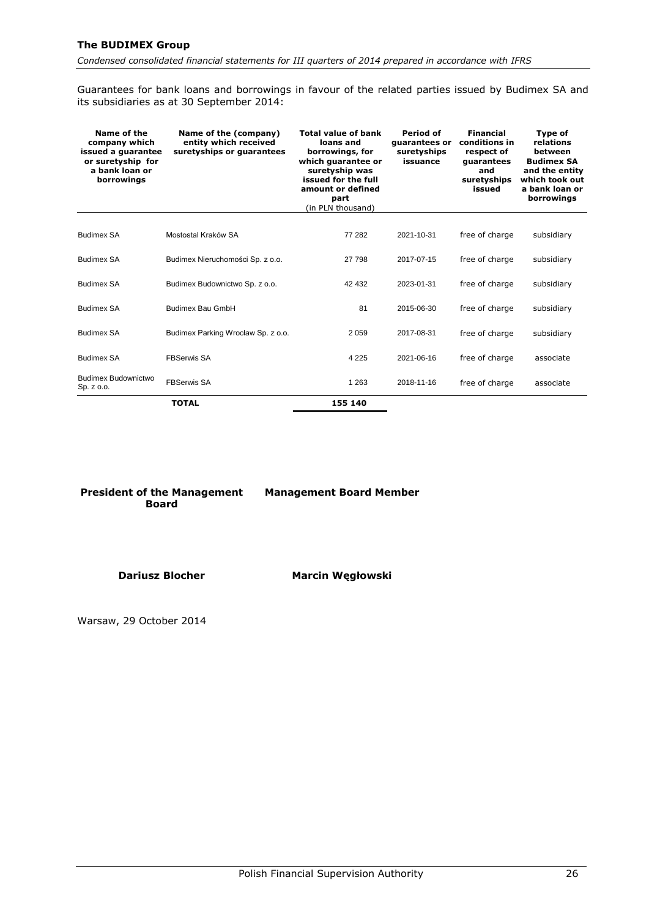Guarantees for bank loans and borrowings in favour of the related parties issued by Budimex SA and its subsidiaries as at 30 September 2014:

| Name of the company which issued a guarantee or suretyship for a bank loan or borrowings | Name of the (company) entity which received suretyships or guarantees | Total value of bank loans and borrowings, for which guarantee or suretyship was issued for the full amount or defined part (in PLN thousand) | Period of guarantees or suretyships issuance | Financial conditions in respect of guarantees and suretyships issued | Type of relations between Budimex SA and the entity which took out a bank loan or borrowings |
|---|---|---|---|---|---|
| Budimex SA | Mostostal Kraków SA | 77 282 | 2021-10-31 | free of charge | subsidiary |
| Budimex SA | Budimex Nieruchomości Sp. z o.o. | 27 798 | 2017-07-15 | free of charge | subsidiary |
| Budimex SA | Budimex Budownictwo Sp. z o.o. | 42 432 | 2023-01-31 | free of charge | subsidiary |
| Budimex SA | Budimex Bau GmbH | 81 | 2015-06-30 | free of charge | subsidiary |
| Budimex SA | Budimex Parking Wrocław Sp. z o.o. | 2 059 | 2017-08-31 | free of charge | subsidiary |
| Budimex SA | FBSerwis SA | 4 225 | 2021-06-16 | free of charge | associate |
| Budimex Budownictwo Sp. z o.o. | FBSerwis SA | 1 263 | 2018-11-16 | free of charge | associate |
| | **TOTAL** | **155 140** | | | |

**President of the Management Board** | **Management Board Member**

**Dariusz Blocher** | **Marcin Węgłowski**

Warsaw, 29 October 2014